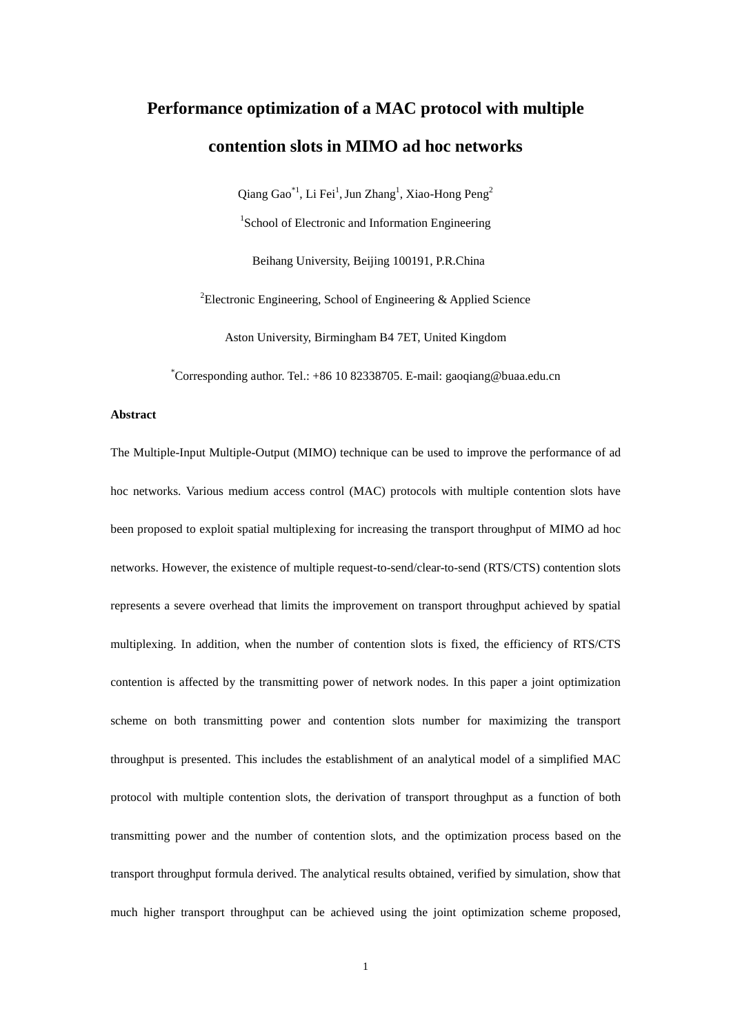# Performance optimization of a MAC protocol with multiple contention slots in MIMO ad hoc networks

Qiang Gao[*1], Li Fei[1], Jun Zhang[1], Xiao-Hong Peng[2]

[1]School of Electronic and Information Engineering

Beihang University, Beijing 100191, P.R.China

[2]Electronic Engineering, School of Engineering & Applied Science

Aston University, Birmingham B4 7ET, United Kingdom

[*]Corresponding author. Tel.: +86 10 82338705. E-mail: gaoqiang@buaa.edu.cn

**Abstract**

The Multiple-Input Multiple-Output (MIMO) technique can be used to improve the performance of ad hoc networks. Various medium access control (MAC) protocols with multiple contention slots have been proposed to exploit spatial multiplexing for increasing the transport throughput of MIMO ad hoc networks. However, the existence of multiple request-to-send/clear-to-send (RTS/CTS) contention slots represents a severe overhead that limits the improvement on transport throughput achieved by spatial multiplexing. In addition, when the number of contention slots is fixed, the efficiency of RTS/CTS contention is affected by the transmitting power of network nodes. In this paper a joint optimization scheme on both transmitting power and contention slots number for maximizing the transport throughput is presented. This includes the establishment of an analytical model of a simplified MAC protocol with multiple contention slots, the derivation of transport throughput as a function of both transmitting power and the number of contention slots, and the optimization process based on the transport throughput formula derived. The analytical results obtained, verified by simulation, show that much higher transport throughput can be achieved using the joint optimization scheme proposed,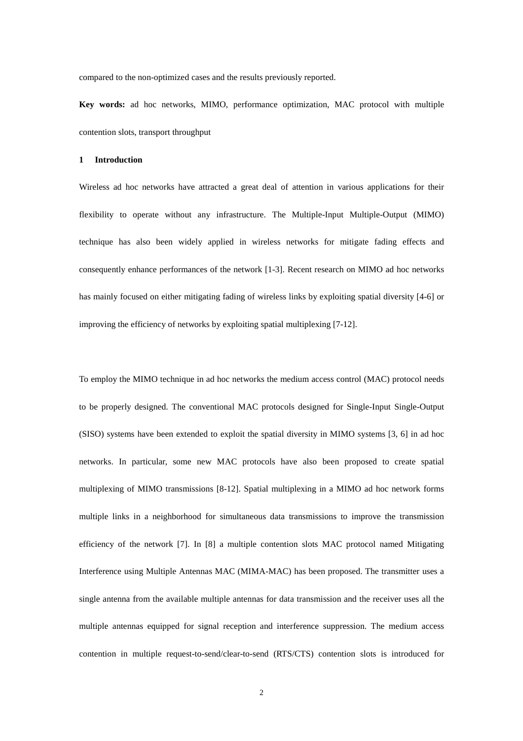compared to the non-optimized cases and the results previously reported.

**Key words:** ad hoc networks, MIMO, performance optimization, MAC protocol with multiple contention slots, transport throughput

## 1 Introduction

Wireless ad hoc networks have attracted a great deal of attention in various applications for their flexibility to operate without any infrastructure. The Multiple-Input Multiple-Output (MIMO) technique has also been widely applied in wireless networks for mitigate fading effects and consequently enhance performances of the network [1-3]. Recent research on MIMO ad hoc networks has mainly focused on either mitigating fading of wireless links by exploiting spatial diversity [4-6] or improving the efficiency of networks by exploiting spatial multiplexing [7-12].

To employ the MIMO technique in ad hoc networks the medium access control (MAC) protocol needs to be properly designed. The conventional MAC protocols designed for Single-Input Single-Output (SISO) systems have been extended to exploit the spatial diversity in MIMO systems [3, 6] in ad hoc networks. In particular, some new MAC protocols have also been proposed to create spatial multiplexing of MIMO transmissions [8-12]. Spatial multiplexing in a MIMO ad hoc network forms multiple links in a neighborhood for simultaneous data transmissions to improve the transmission efficiency of the network [7]. In [8] a multiple contention slots MAC protocol named Mitigating Interference using Multiple Antennas MAC (MIMA-MAC) has been proposed. The transmitter uses a single antenna from the available multiple antennas for data transmission and the receiver uses all the multiple antennas equipped for signal reception and interference suppression. The medium access contention in multiple request-to-send/clear-to-send (RTS/CTS) contention slots is introduced for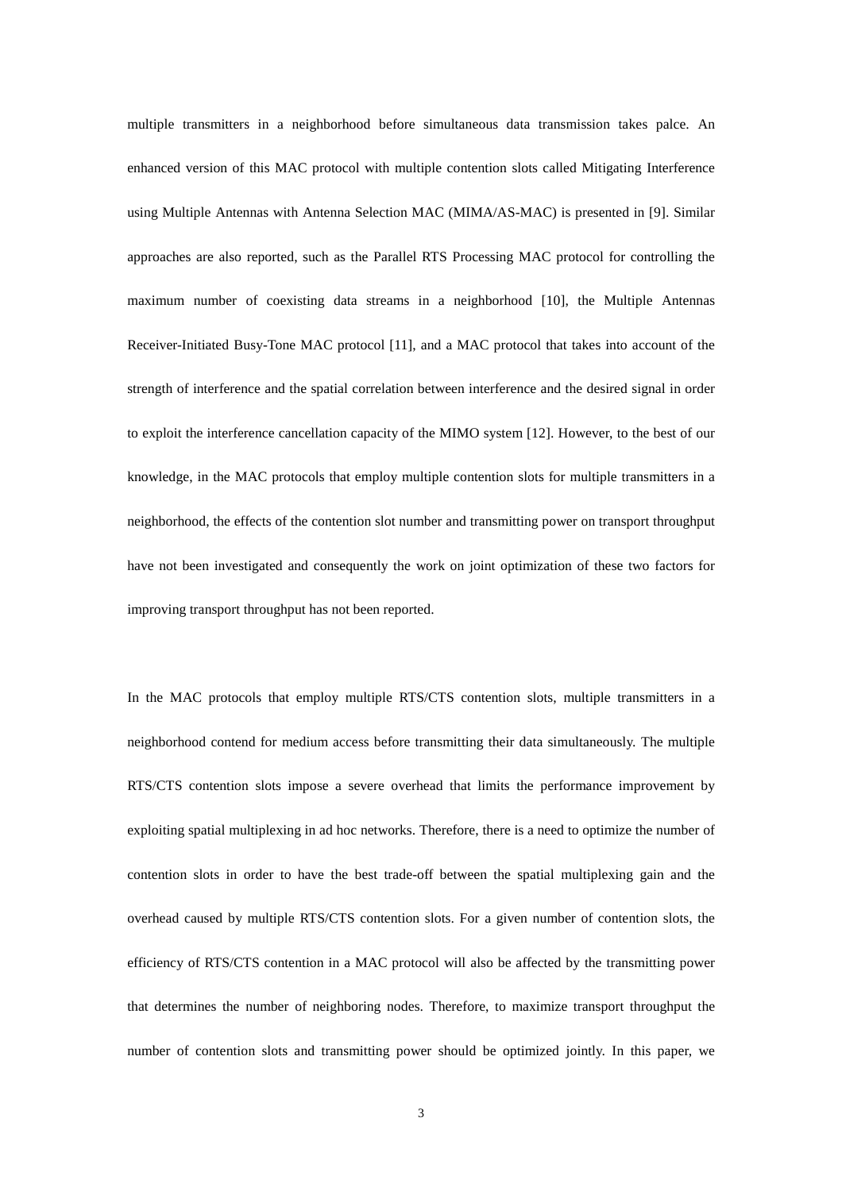multiple transmitters in a neighborhood before simultaneous data transmission takes palce. An enhanced version of this MAC protocol with multiple contention slots called Mitigating Interference using Multiple Antennas with Antenna Selection MAC (MIMA/AS-MAC) is presented in [9]. Similar approaches are also reported, such as the Parallel RTS Processing MAC protocol for controlling the maximum number of coexisting data streams in a neighborhood [10], the Multiple Antennas Receiver-Initiated Busy-Tone MAC protocol [11], and a MAC protocol that takes into account of the strength of interference and the spatial correlation between interference and the desired signal in order to exploit the interference cancellation capacity of the MIMO system [12]. However, to the best of our knowledge, in the MAC protocols that employ multiple contention slots for multiple transmitters in a neighborhood, the effects of the contention slot number and transmitting power on transport throughput have not been investigated and consequently the work on joint optimization of these two factors for improving transport throughput has not been reported.

In the MAC protocols that employ multiple RTS/CTS contention slots, multiple transmitters in a neighborhood contend for medium access before transmitting their data simultaneously. The multiple RTS/CTS contention slots impose a severe overhead that limits the performance improvement by exploiting spatial multiplexing in ad hoc networks. Therefore, there is a need to optimize the number of contention slots in order to have the best trade-off between the spatial multiplexing gain and the overhead caused by multiple RTS/CTS contention slots. For a given number of contention slots, the efficiency of RTS/CTS contention in a MAC protocol will also be affected by the transmitting power that determines the number of neighboring nodes. Therefore, to maximize transport throughput the number of contention slots and transmitting power should be optimized jointly. In this paper, we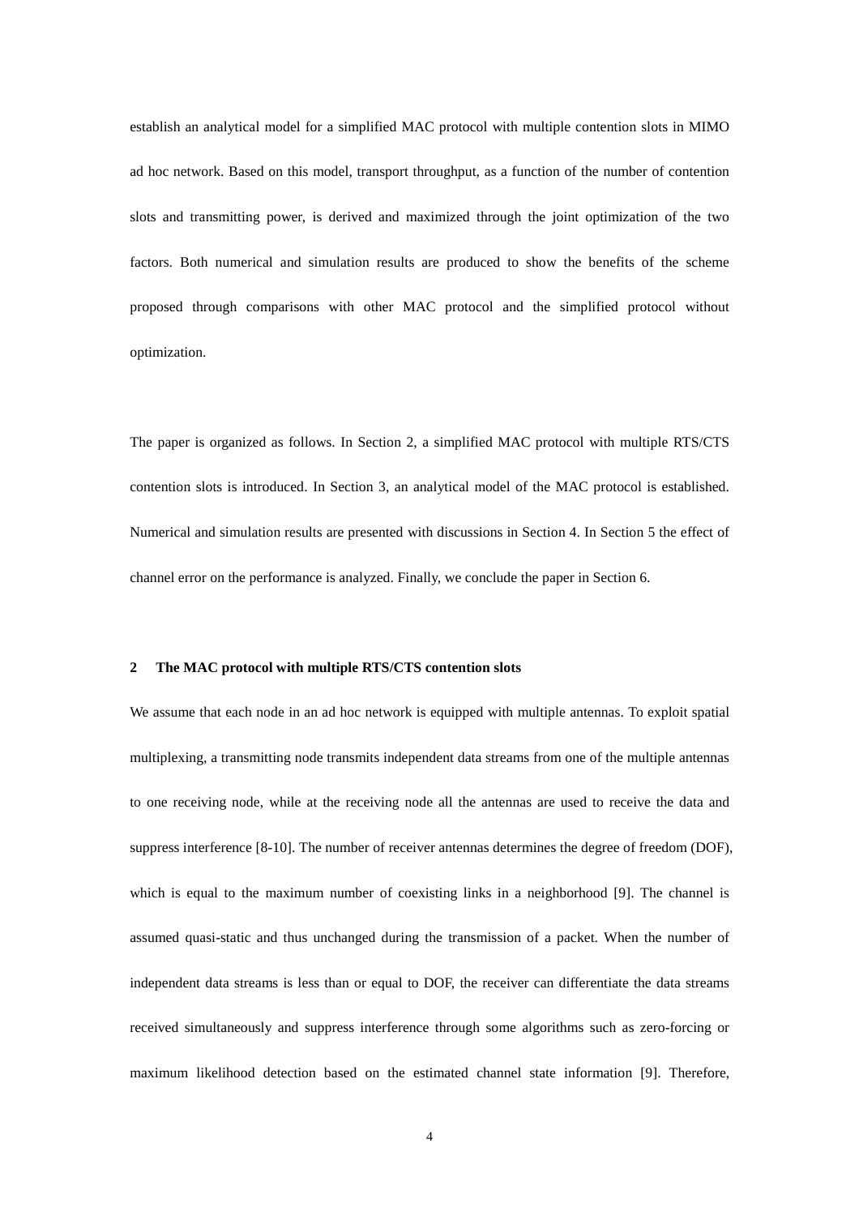establish an analytical model for a simplified MAC protocol with multiple contention slots in MIMO ad hoc network. Based on this model, transport throughput, as a function of the number of contention slots and transmitting power, is derived and maximized through the joint optimization of the two factors. Both numerical and simulation results are produced to show the benefits of the scheme proposed through comparisons with other MAC protocol and the simplified protocol without optimization.

The paper is organized as follows. In Section 2, a simplified MAC protocol with multiple RTS/CTS contention slots is introduced. In Section 3, an analytical model of the MAC protocol is established. Numerical and simulation results are presented with discussions in Section 4. In Section 5 the effect of channel error on the performance is analyzed. Finally, we conclude the paper in Section 6.

## 2 The MAC protocol with multiple RTS/CTS contention slots

We assume that each node in an ad hoc network is equipped with multiple antennas. To exploit spatial multiplexing, a transmitting node transmits independent data streams from one of the multiple antennas to one receiving node, while at the receiving node all the antennas are used to receive the data and suppress interference [8-10]. The number of receiver antennas determines the degree of freedom (DOF), which is equal to the maximum number of coexisting links in a neighborhood [9]. The channel is assumed quasi-static and thus unchanged during the transmission of a packet. When the number of independent data streams is less than or equal to DOF, the receiver can differentiate the data streams received simultaneously and suppress interference through some algorithms such as zero-forcing or maximum likelihood detection based on the estimated channel state information [9]. Therefore,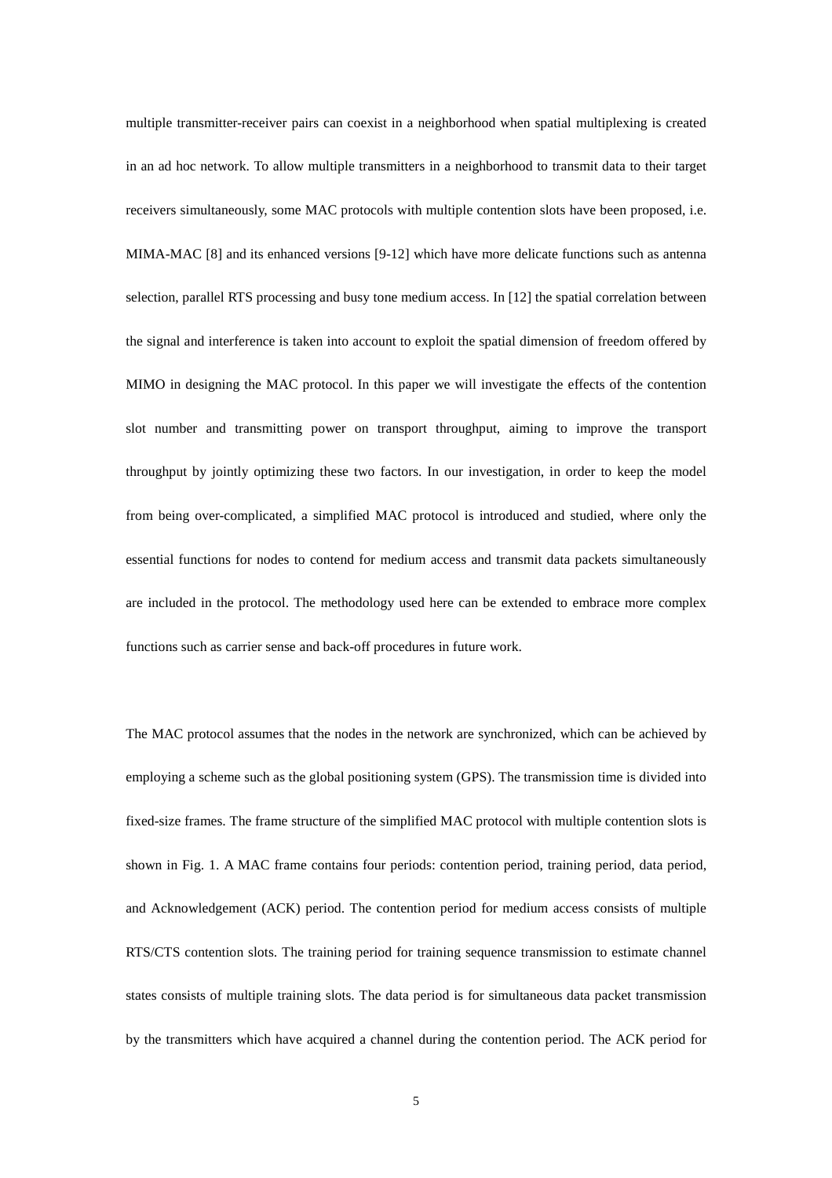multiple transmitter-receiver pairs can coexist in a neighborhood when spatial multiplexing is created in an ad hoc network. To allow multiple transmitters in a neighborhood to transmit data to their target receivers simultaneously, some MAC protocols with multiple contention slots have been proposed, i.e. MIMA-MAC [8] and its enhanced versions [9-12] which have more delicate functions such as antenna selection, parallel RTS processing and busy tone medium access. In [12] the spatial correlation between the signal and interference is taken into account to exploit the spatial dimension of freedom offered by MIMO in designing the MAC protocol. In this paper we will investigate the effects of the contention slot number and transmitting power on transport throughput, aiming to improve the transport throughput by jointly optimizing these two factors. In our investigation, in order to keep the model from being over-complicated, a simplified MAC protocol is introduced and studied, where only the essential functions for nodes to contend for medium access and transmit data packets simultaneously are included in the protocol. The methodology used here can be extended to embrace more complex functions such as carrier sense and back-off procedures in future work.

The MAC protocol assumes that the nodes in the network are synchronized, which can be achieved by employing a scheme such as the global positioning system (GPS). The transmission time is divided into fixed-size frames. The frame structure of the simplified MAC protocol with multiple contention slots is shown in Fig. 1. A MAC frame contains four periods: contention period, training period, data period, and Acknowledgement (ACK) period. The contention period for medium access consists of multiple RTS/CTS contention slots. The training period for training sequence transmission to estimate channel states consists of multiple training slots. The data period is for simultaneous data packet transmission by the transmitters which have acquired a channel during the contention period. The ACK period for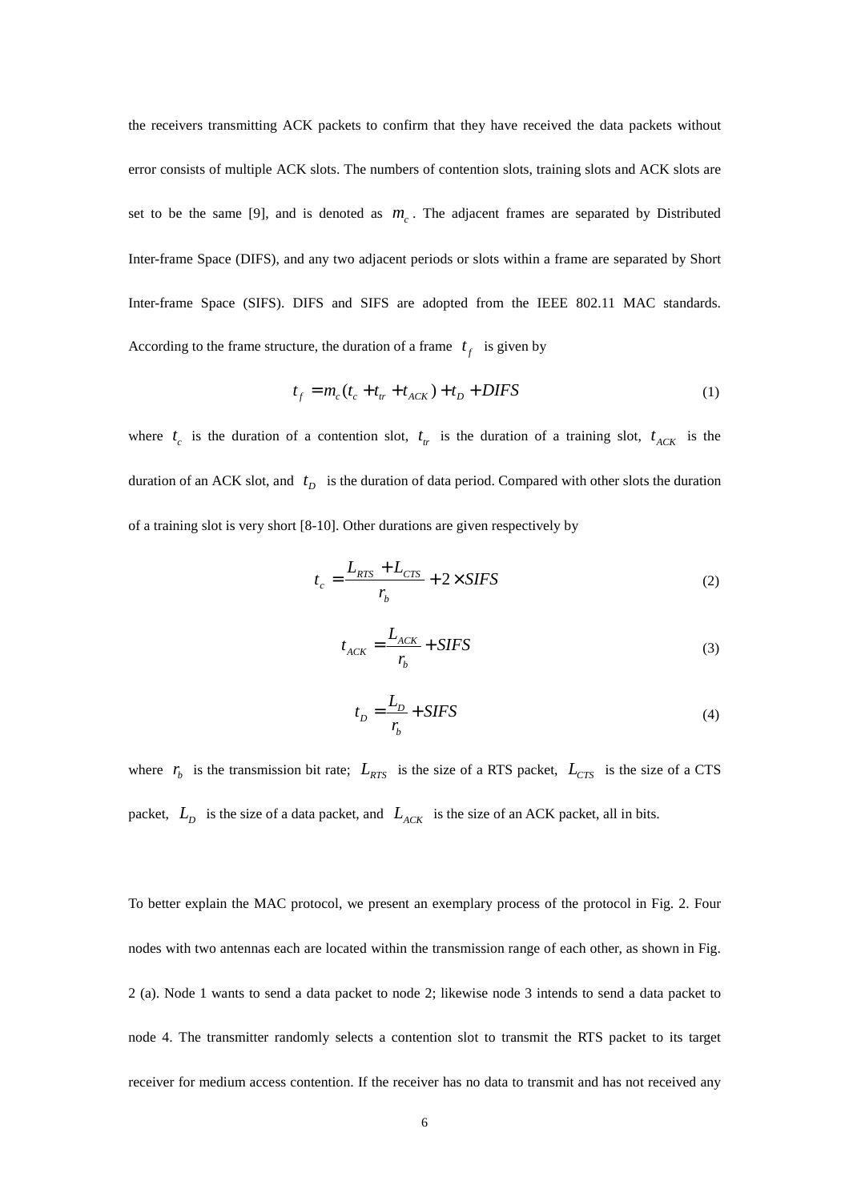the receivers transmitting ACK packets to confirm that they have received the data packets without error consists of multiple ACK slots. The numbers of contention slots, training slots and ACK slots are set to be the same [9], and is denoted as $m_c$. The adjacent frames are separated by Distributed Inter-frame Space (DIFS), and any two adjacent periods or slots within a frame are separated by Short Inter-frame Space (SIFS). DIFS and SIFS are adopted from the IEEE 802.11 MAC standards. According to the frame structure, the duration of a frame $t_f$ is given by

$$t_f = m_c(t_c + t_{tr} + t_{ACK}) + t_D + DIFS \tag{1}$$

where $t_c$ is the duration of a contention slot, $t_{tr}$ is the duration of a training slot, $t_{ACK}$ is the duration of an ACK slot, and $t_D$ is the duration of data period. Compared with other slots the duration of a training slot is very short [8-10]. Other durations are given respectively by

$$t_c = \frac{L_{RTS} + L_{CTS}}{r_b} + 2 \times SIFS \tag{2}$$

$$t_{ACK} = \frac{L_{ACK}}{r_b} + SIFS \tag{3}$$

$$t_D = \frac{L_D}{r_b} + SIFS \tag{4}$$

where $r_b$ is the transmission bit rate; $L_{RTS}$ is the size of a RTS packet, $L_{CTS}$ is the size of a CTS packet, $L_D$ is the size of a data packet, and $L_{ACK}$ is the size of an ACK packet, all in bits.

To better explain the MAC protocol, we present an exemplary process of the protocol in Fig. 2. Four nodes with two antennas each are located within the transmission range of each other, as shown in Fig. 2 (a). Node 1 wants to send a data packet to node 2; likewise node 3 intends to send a data packet to node 4. The transmitter randomly selects a contention slot to transmit the RTS packet to its target receiver for medium access contention. If the receiver has no data to transmit and has not received any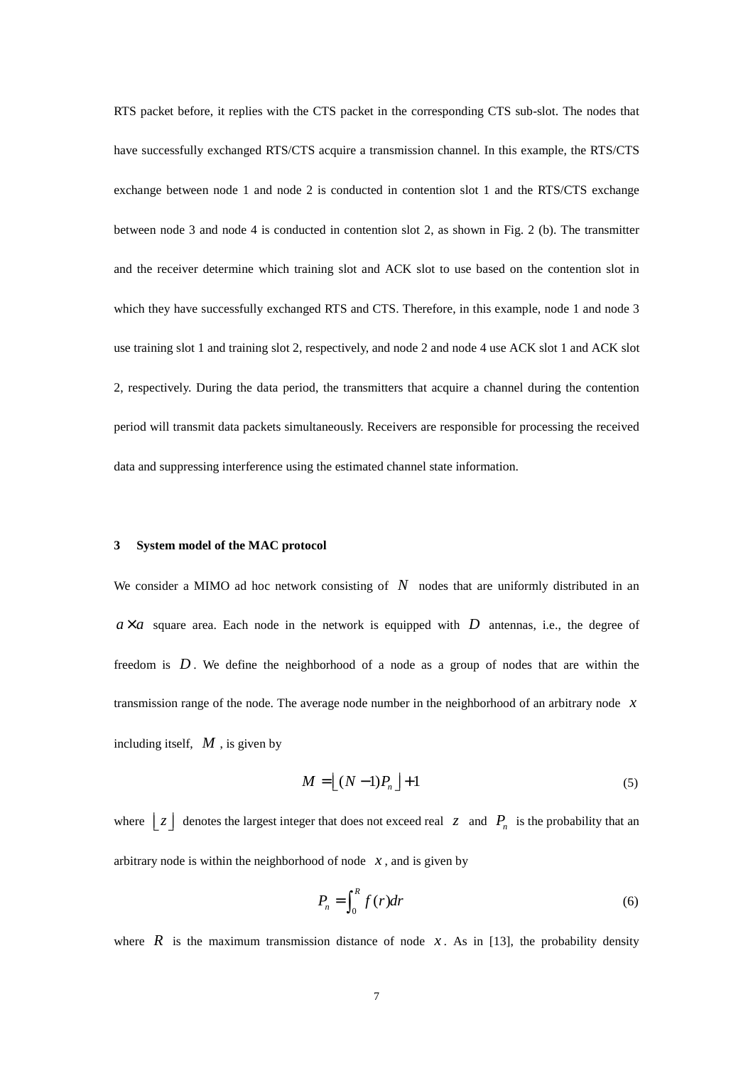RTS packet before, it replies with the CTS packet in the corresponding CTS sub-slot. The nodes that have successfully exchanged RTS/CTS acquire a transmission channel. In this example, the RTS/CTS exchange between node 1 and node 2 is conducted in contention slot 1 and the RTS/CTS exchange between node 3 and node 4 is conducted in contention slot 2, as shown in Fig. 2 (b). The transmitter and the receiver determine which training slot and ACK slot to use based on the contention slot in which they have successfully exchanged RTS and CTS. Therefore, in this example, node 1 and node 3 use training slot 1 and training slot 2, respectively, and node 2 and node 4 use ACK slot 1 and ACK slot 2, respectively. During the data period, the transmitters that acquire a channel during the contention period will transmit data packets simultaneously. Receivers are responsible for processing the received data and suppressing interference using the estimated channel state information.

## 3 System model of the MAC protocol

We consider a MIMO ad hoc network consisting of $N$ nodes that are uniformly distributed in an $a \times a$ square area. Each node in the network is equipped with $D$ antennas, i.e., the degree of freedom is $D$. We define the neighborhood of a node as a group of nodes that are within the transmission range of the node. The average node number in the neighborhood of an arbitrary node $x$ including itself, $M$, is given by

$$M = \lfloor (N-1)P_n \rfloor + 1 \tag{5}$$

where $\lfloor z \rfloor$ denotes the largest integer that does not exceed real $z$ and $P_n$ is the probability that an arbitrary node is within the neighborhood of node $x$, and is given by

$$P_n = \int_0^R f(r)dr \tag{6}$$

where $R$ is the maximum transmission distance of node $x$. As in [13], the probability density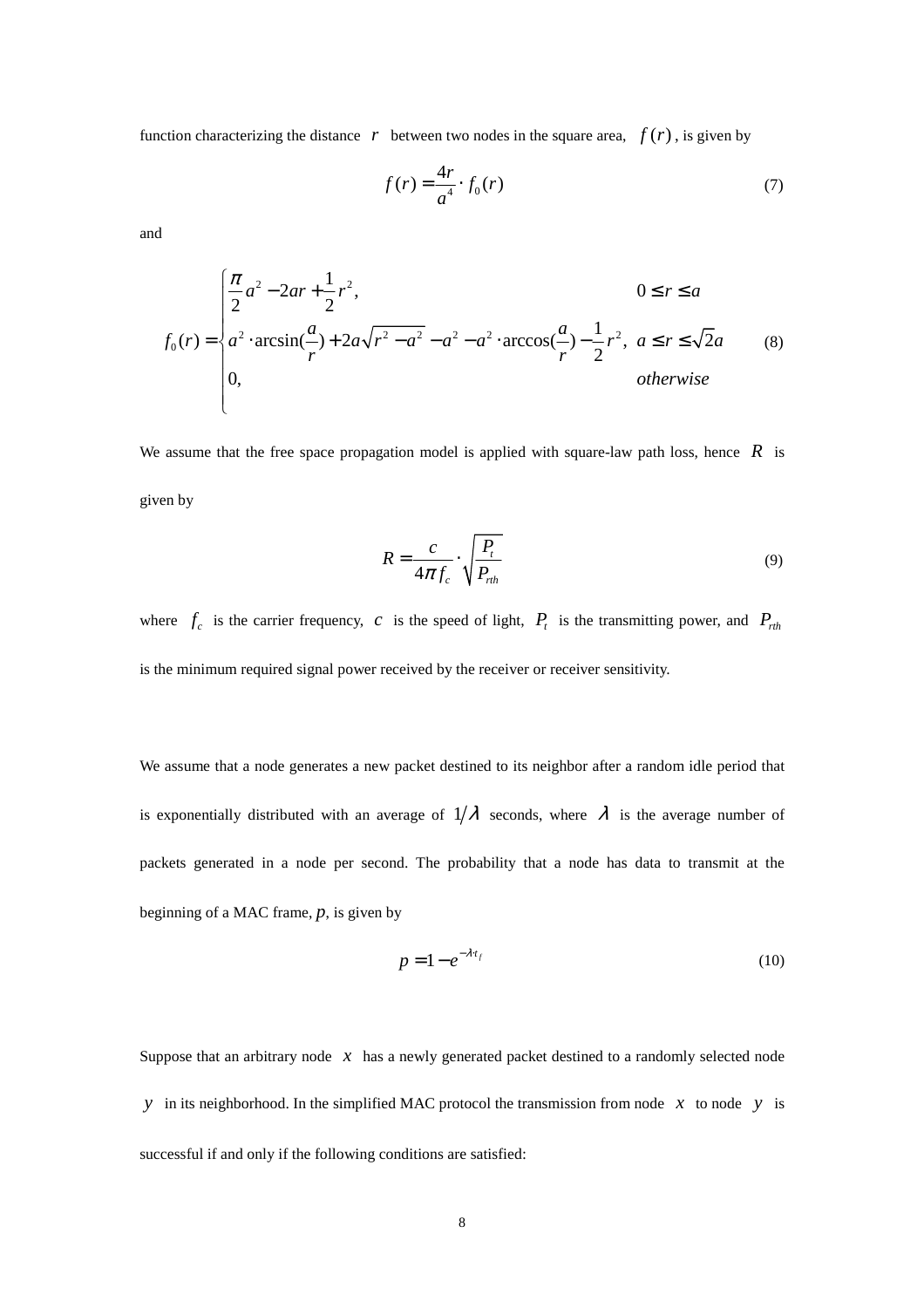function characterizing the distance $r$ between two nodes in the square area, $f(r)$, is given by

$$f(r) = \frac{4r}{a^4} \cdot f_0(r) \tag{7}$$

and

$$f_0(r) = \begin{cases} \frac{\pi}{2}a^2 - 2ar + \frac{1}{2}r^2, & 0 \le r \le a \\ a^2 \cdot \arcsin(\frac{a}{r}) + 2a\sqrt{r^2 - a^2} - a^2 - a^2 \cdot \arccos(\frac{a}{r}) - \frac{1}{2}r^2, & a \le r \le \sqrt{2}a \\ 0, & otherwise \end{cases} \tag{8}$$

We assume that the free space propagation model is applied with square-law path loss, hence $R$ is given by

$$R = \frac{c}{4\pi f_c} \cdot \sqrt{\frac{P_t}{P_{rth}}} \tag{9}$$

where $f_c$ is the carrier frequency, $c$ is the speed of light, $P_t$ is the transmitting power, and $P_{rth}$ is the minimum required signal power received by the receiver or receiver sensitivity.

We assume that a node generates a new packet destined to its neighbor after a random idle period that is exponentially distributed with an average of $1/\lambda$ seconds, where $\lambda$ is the average number of packets generated in a node per second. The probability that a node has data to transmit at the beginning of a MAC frame, $p$, is given by

$$p = 1 - e^{-\lambda \cdot t_f} \tag{10}$$

Suppose that an arbitrary node $x$ has a newly generated packet destined to a randomly selected node $y$ in its neighborhood. In the simplified MAC protocol the transmission from node $x$ to node $y$ is successful if and only if the following conditions are satisfied: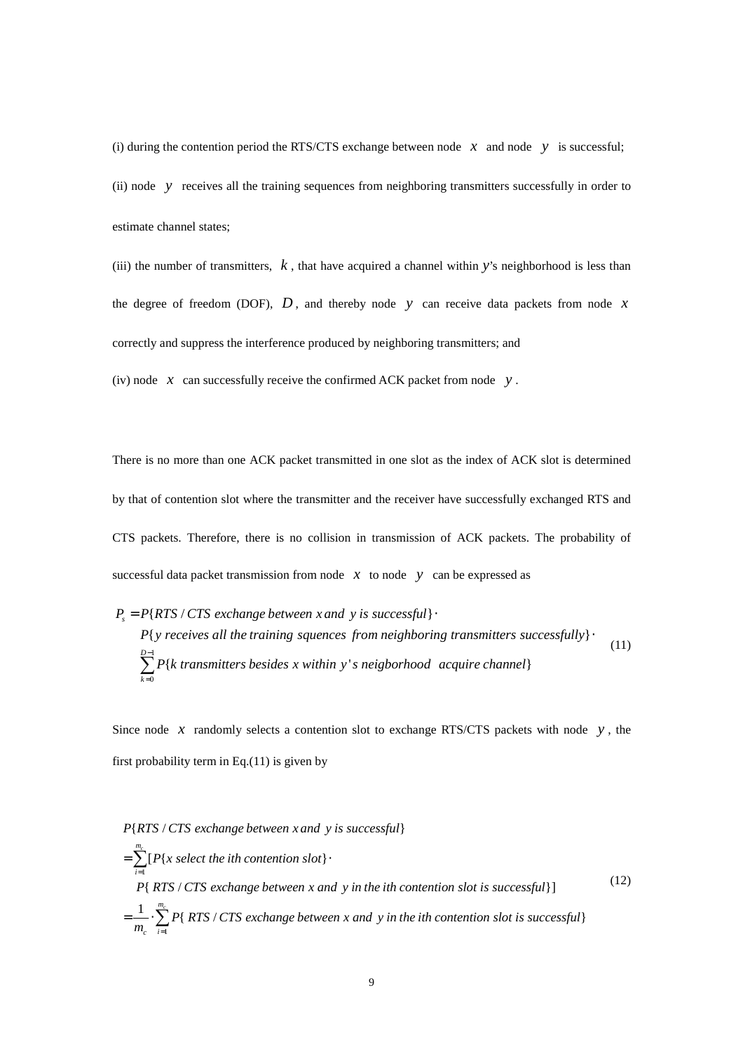(i) during the contention period the RTS/CTS exchange between node $x$ and node $y$ is successful;

(ii) node $y$ receives all the training sequences from neighboring transmitters successfully in order to estimate channel states;

(iii) the number of transmitters, $k$, that have acquired a channel within $y$'s neighborhood is less than the degree of freedom (DOF), $D$, and thereby node $y$ can receive data packets from node $x$ correctly and suppress the interference produced by neighboring transmitters; and

(iv) node $x$ can successfully receive the confirmed ACK packet from node $y$.

There is no more than one ACK packet transmitted in one slot as the index of ACK slot is determined by that of contention slot where the transmitter and the receiver have successfully exchanged RTS and CTS packets. Therefore, there is no collision in transmission of ACK packets. The probability of successful data packet transmission from node $x$ to node $y$ can be expressed as

$$\begin{aligned} P_s = & P\{RTS/CTS\ exchange\ between\ x\ and\ y\ is\ successful\} \cdot \\ & P\{y\ receives\ all\ the\ training\ squences\ from\ neighboring\ transmitters\ successfully\} \cdot \\ & \sum_{k=0}^{D-1} P\{k\ transmitters\ besides\ x\ within\ y's\ neigborhood\ \ acquire\ channel\} \end{aligned} \tag{11}$$

Since node $x$ randomly selects a contention slot to exchange RTS/CTS packets with node $y$, the first probability term in Eq.(11) is given by

$$\begin{aligned} & P\{RTS/CTS\ exchange\ between\ x\ and\ y\ is\ successful\} \\ = & \sum_{i=1}^{m_c} [P\{x\ select\ the\ ith\ contention\ slot\} \cdot \\ & P\{\ RTS/CTS\ exchange\ between\ x\ and\ y\ in\ the\ ith\ contention\ slot\ is\ successful\}] \\ = & \frac{1}{m_c} \cdot \sum_{i=1}^{m_c} P\{\ RTS/CTS\ exchange\ between\ x\ and\ y\ in\ the\ ith\ contention\ slot\ is\ successful\} \end{aligned} \tag{12}$$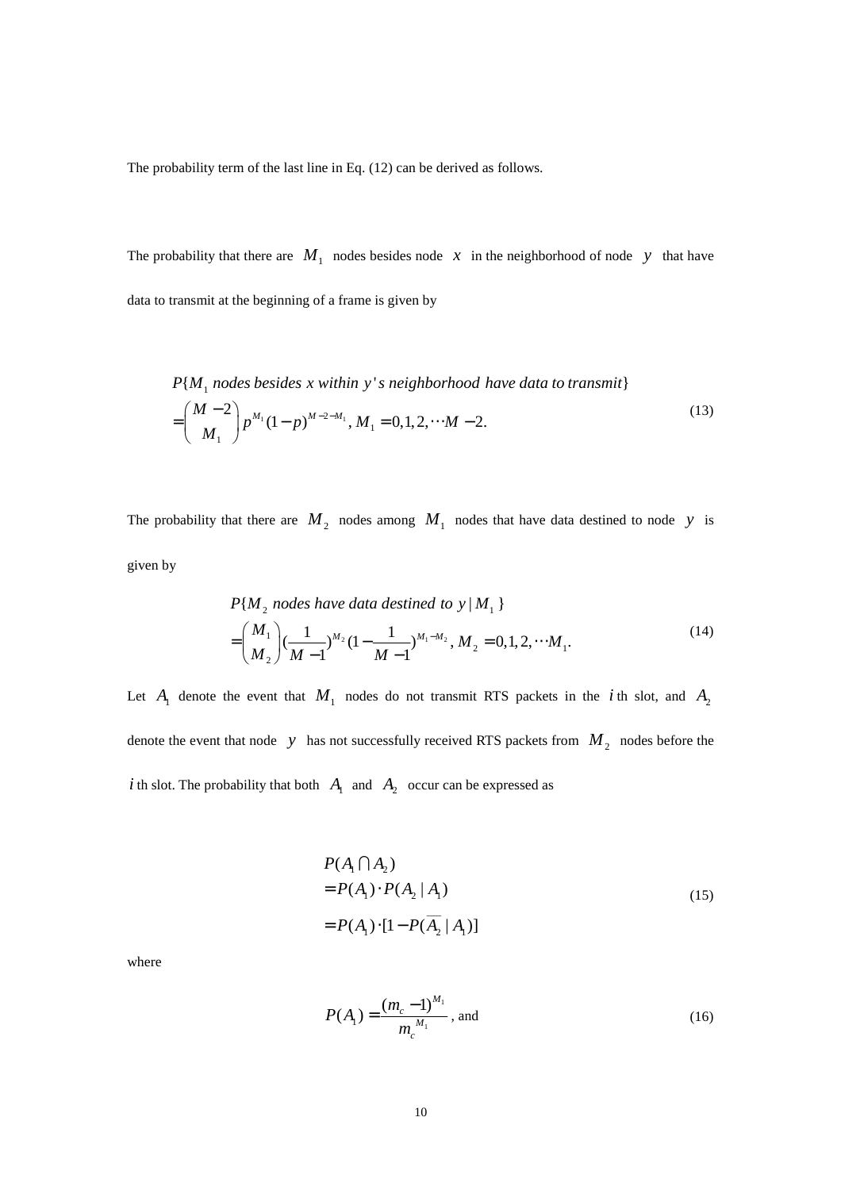The probability term of the last line in Eq. (12) can be derived as follows.

The probability that there are $M_1$ nodes besides node $x$ in the neighborhood of node $y$ that have data to transmit at the beginning of a frame is given by

$$
\begin{aligned}
&P\{M_1 \ nodes\ besides\ x\ within\ y's\ neighborhood\ have\ data\ to\ transmit\} \\
&= \binom{M-2}{M_1} p^{M_1} (1-p)^{M-2-M_1},\ M_1 = 0,1,2,\cdots M-2.
\end{aligned}
\tag{13}
$$

The probability that there are $M_2$ nodes among $M_1$ nodes that have data destined to node $y$ is given by

$$
\begin{aligned}
&P\{M_2 \ nodes\ have\ data\ destined\ to\ y \mid M_1\} \\
&= \binom{M_1}{M_2} \left(\frac{1}{M-1}\right)^{M_2} \left(1-\frac{1}{M-1}\right)^{M_1-M_2},\ M_2 = 0,1,2,\cdots M_1.
\end{aligned}
\tag{14}
$$

Let $A_1$ denote the event that $M_1$ nodes do not transmit RTS packets in the $i$ th slot, and $A_2$ denote the event that node $y$ has not successfully received RTS packets from $M_2$ nodes before the $i$ th slot. The probability that both $A_1$ and $A_2$ occur can be expressed as

$$
\begin{aligned}
&P(A_1 \cap A_2) \\
&= P(A_1)\cdot P(A_2 \mid A_1) \\
&= P(A_1)\cdot [1 - P(\overline{A_2} \mid A_1)]
\end{aligned}
\tag{15}
$$

where

$$
P(A_1) = \frac{(m_c - 1)^{M_1}}{m_c^{\ M_1}}, \text{ and} \tag{16}
$$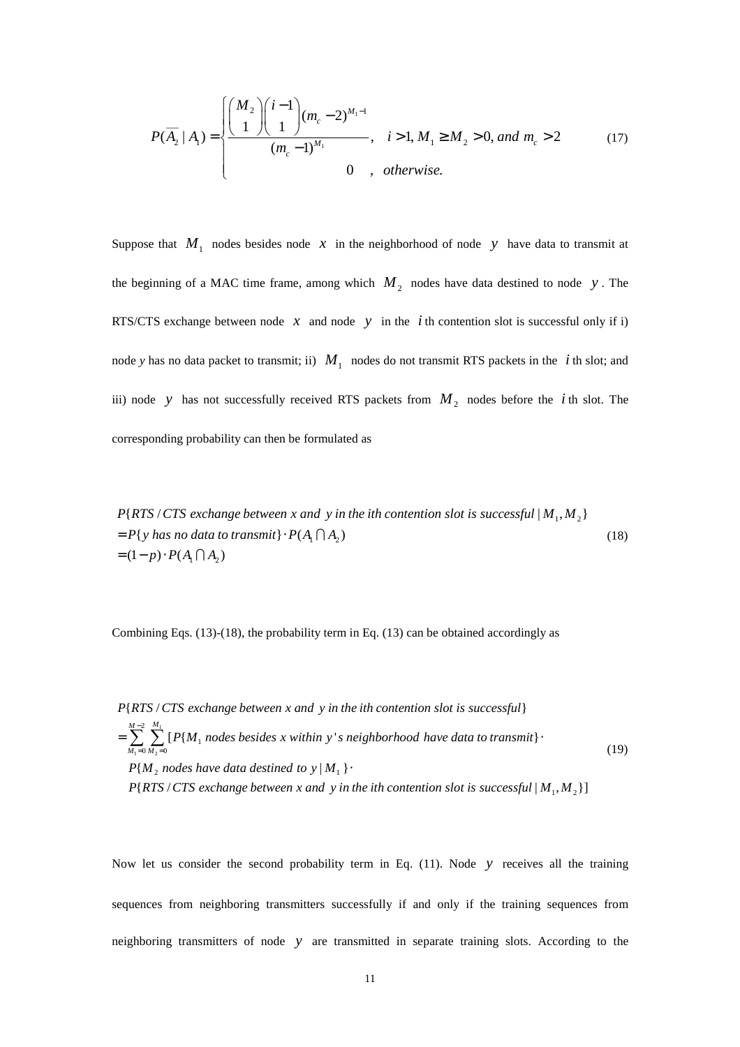$$
P(\overline{A_2} \mid A_1) = \begin{cases} \dfrac{\binom{M_2}{1}\binom{i-1}{1}(m_c-2)^{M_1-1}}{(m_c-1)^{M_1}}, & i > 1, M_1 \geq M_2 > 0, \textit{and } m_c > 2 \\ 0 \quad , & \textit{otherwise.} \end{cases} \tag{17}
$$

Suppose that $M_1$ nodes besides node $x$ in the neighborhood of node $y$ have data to transmit at the beginning of a MAC time frame, among which $M_2$ nodes have data destined to node $y$. The RTS/CTS exchange between node $x$ and node $y$ in the $i$ th contention slot is successful only if i) node *y* has no data packet to transmit; ii) $M_1$ nodes do not transmit RTS packets in the $i$ th slot; and iii) node $y$ has not successfully received RTS packets from $M_2$ nodes before the $i$ th slot. The corresponding probability can then be formulated as

$$
\begin{aligned}
&P\{RTS/CTS \textit{ exchange between } x \textit{ and } y \textit{ in the ith contention slot is successful} \mid M_1, M_2\} \\
&= P\{y \textit{ has no data to transmit}\} \cdot P(A_1 \cap A_2) \\
&= (1-p) \cdot P(A_1 \cap A_2)
\end{aligned} \tag{18}
$$

Combining Eqs. (13)-(18), the probability term in Eq. (13) can be obtained accordingly as

$$
\begin{aligned}
&P\{RTS/CTS \textit{ exchange between } x \textit{ and } y \textit{ in the ith contention slot is successful}\} \\
&= \sum_{M_1=0}^{M-2} \sum_{M_2=0}^{M_1} [P\{M_1 \textit{ nodes besides } x \textit{ within } y\textit{'s neighborhood have data to transmit}\} \cdot \\
&\quad P\{M_2 \textit{ nodes have data destined to } y \mid M_1\} \cdot \\
&\quad P\{RTS/CTS \textit{ exchange between } x \textit{ and } y \textit{ in the ith contention slot is successful} \mid M_1, M_2\}]
\end{aligned} \tag{19}
$$

Now let us consider the second probability term in Eq. (11). Node $y$ receives all the training sequences from neighboring transmitters successfully if and only if the training sequences from neighboring transmitters of node $y$ are transmitted in separate training slots. According to the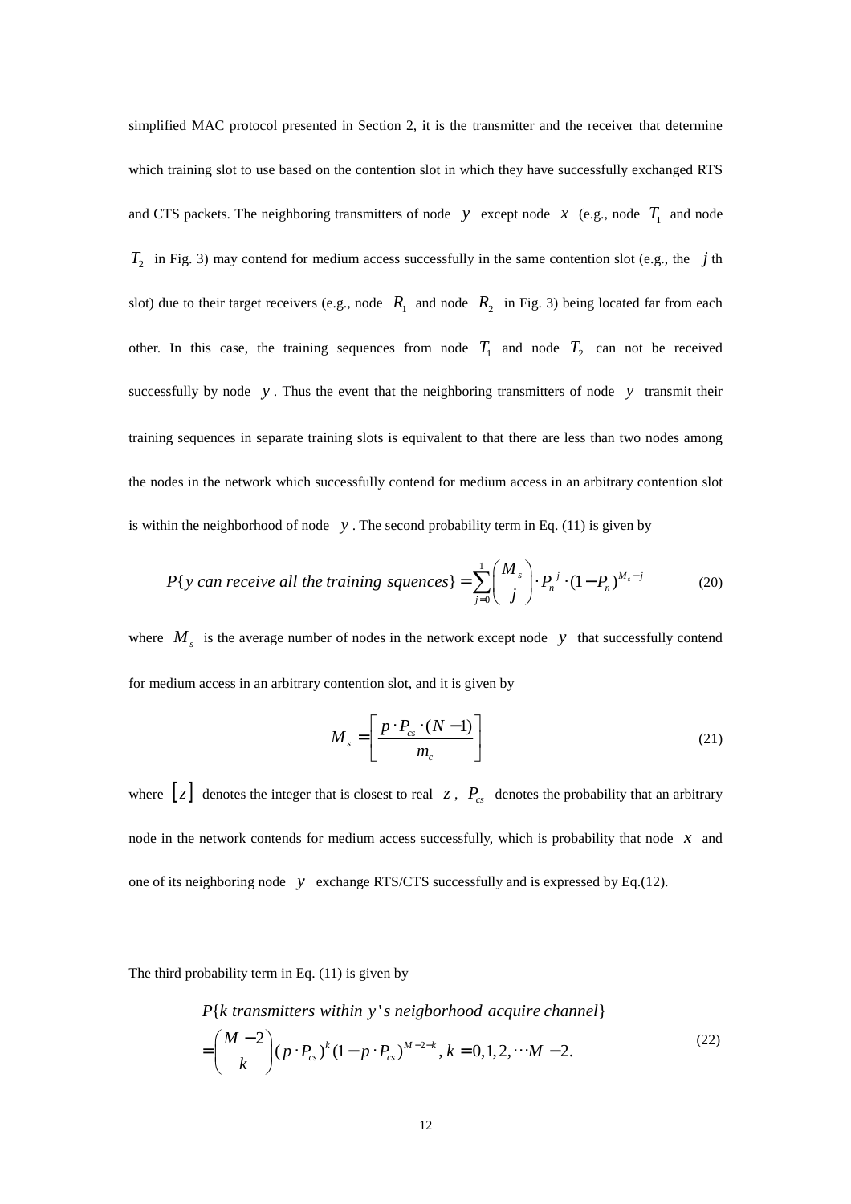simplified MAC protocol presented in Section 2, it is the transmitter and the receiver that determine which training slot to use based on the contention slot in which they have successfully exchanged RTS and CTS packets. The neighboring transmitters of node $y$ except node $x$ (e.g., node $T_1$ and node $T_2$ in Fig. 3) may contend for medium access successfully in the same contention slot (e.g., the $j$ th slot) due to their target receivers (e.g., node $R_1$ and node $R_2$ in Fig. 3) being located far from each other. In this case, the training sequences from node $T_1$ and node $T_2$ can not be received successfully by node $y$. Thus the event that the neighboring transmitters of node $y$ transmit their training sequences in separate training slots is equivalent to that there are less than two nodes among the nodes in the network which successfully contend for medium access in an arbitrary contention slot is within the neighborhood of node $y$. The second probability term in Eq. (11) is given by

$$P\{y\ can\ receive\ all\ the\ training\ squences\} = \sum_{j=0}^{1} \binom{M_s}{j} \cdot P_n^{\ j} \cdot (1-P_n)^{M_s - j} \tag{20}$$

where $M_s$ is the average number of nodes in the network except node $y$ that successfully contend for medium access in an arbitrary contention slot, and it is given by

$$M_s = \left[ \frac{p \cdot P_{cs} \cdot (N-1)}{m_c} \right] \tag{21}$$

where $[z]$ denotes the integer that is closest to real $z$, $P_{cs}$ denotes the probability that an arbitrary node in the network contends for medium access successfully, which is probability that node $x$ and one of its neighboring node $y$ exchange RTS/CTS successfully and is expressed by Eq.(12).

The third probability term in Eq. (11) is given by

$$\begin{aligned} &P\{k\ transmitters\ within\ y's\ neigborhood\ acquire\ channel\} \\ &= \binom{M-2}{k} (p \cdot P_{cs})^k (1 - p \cdot P_{cs})^{M-2-k}, k = 0,1,2,\cdots M-2. \end{aligned} \tag{22}$$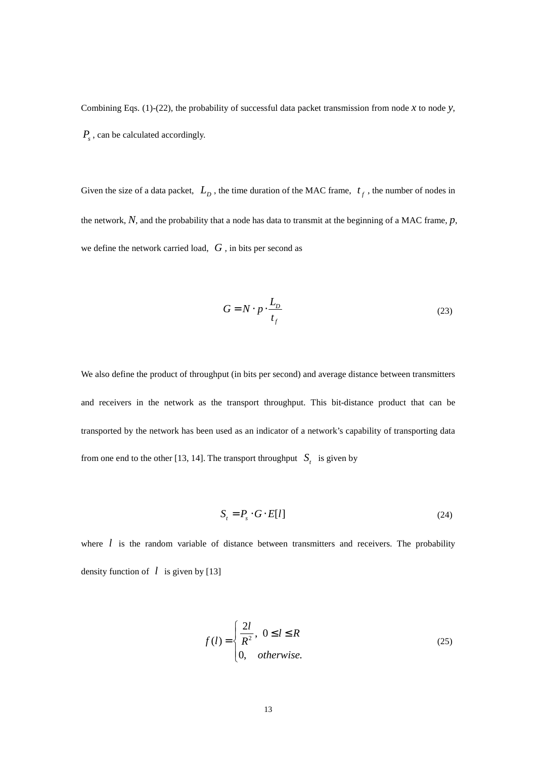Combining Eqs. (1)-(22), the probability of successful data packet transmission from node $x$ to node $y$, $P_s$, can be calculated accordingly.

Given the size of a data packet, $L_D$, the time duration of the MAC frame, $t_f$, the number of nodes in the network, $N$, and the probability that a node has data to transmit at the beginning of a MAC frame, $p$, we define the network carried load, $G$, in bits per second as

$$G = N \cdot p \cdot \frac{L_D}{t_f} \tag{23}$$

We also define the product of throughput (in bits per second) and average distance between transmitters and receivers in the network as the transport throughput. This bit-distance product that can be transported by the network has been used as an indicator of a network's capability of transporting data from one end to the other [13, 14]. The transport throughput $S_t$ is given by

$$S_t = P_s \cdot G \cdot E[l] \tag{24}$$

where $l$ is the random variable of distance between transmitters and receivers. The probability density function of $l$ is given by [13]

$$f(l) = \begin{cases} \dfrac{2l}{R^2}, & 0 \le l \le R \\ 0, & otherwise. \end{cases} \tag{25}$$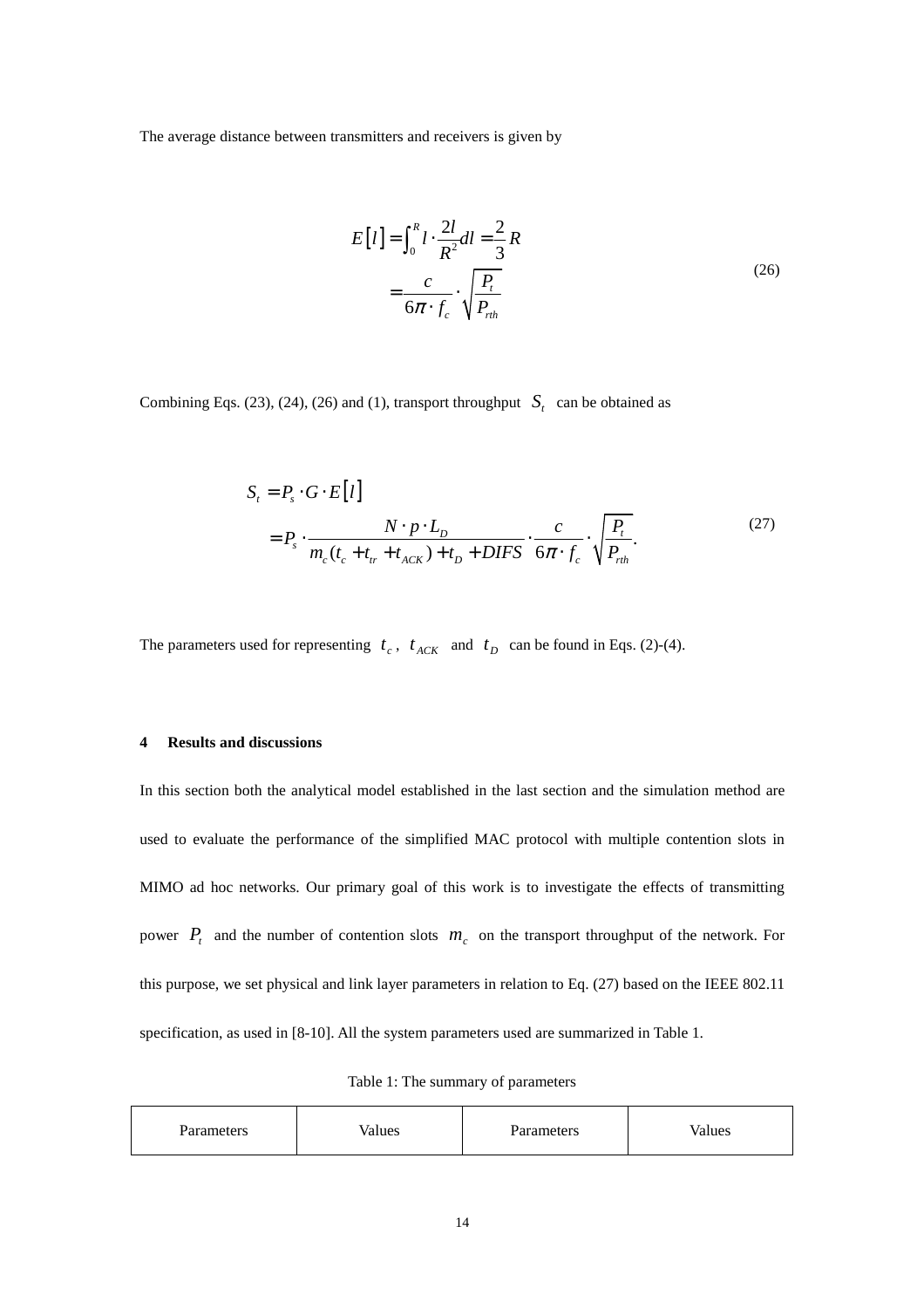The average distance between transmitters and receivers is given by

$$
\begin{aligned}
E[l] &= \int_0^R l \cdot \frac{2l}{R^2} dl = \frac{2}{3} R \\
&= \frac{c}{6\pi \cdot f_c} \cdot \sqrt{\frac{P_t}{P_{rth}}}
\end{aligned}
\tag{26}
$$

Combining Eqs. (23), (24), (26) and (1), transport throughput $S_t$ can be obtained as

$$
\begin{aligned}
S_t &= P_s \cdot G \cdot E[l] \\
&= P_s \cdot \frac{N \cdot p \cdot L_D}{m_c(t_c + t_{tr} + t_{ACK}) + t_D + DIFS} \cdot \frac{c}{6\pi \cdot f_c} \cdot \sqrt{\frac{P_t}{P_{rth}}}.
\end{aligned}
\tag{27}
$$

The parameters used for representing $t_c$, $t_{ACK}$ and $t_D$ can be found in Eqs. (2)-(4).

## 4 Results and discussions

In this section both the analytical model established in the last section and the simulation method are used to evaluate the performance of the simplified MAC protocol with multiple contention slots in MIMO ad hoc networks. Our primary goal of this work is to investigate the effects of transmitting power $P_t$ and the number of contention slots $m_c$ on the transport throughput of the network. For this purpose, we set physical and link layer parameters in relation to Eq. (27) based on the IEEE 802.11 specification, as used in [8-10]. All the system parameters used are summarized in Table 1.

Table 1: The summary of parameters

| Parameters | Values | Parameters | Values |
|---|---|---|---|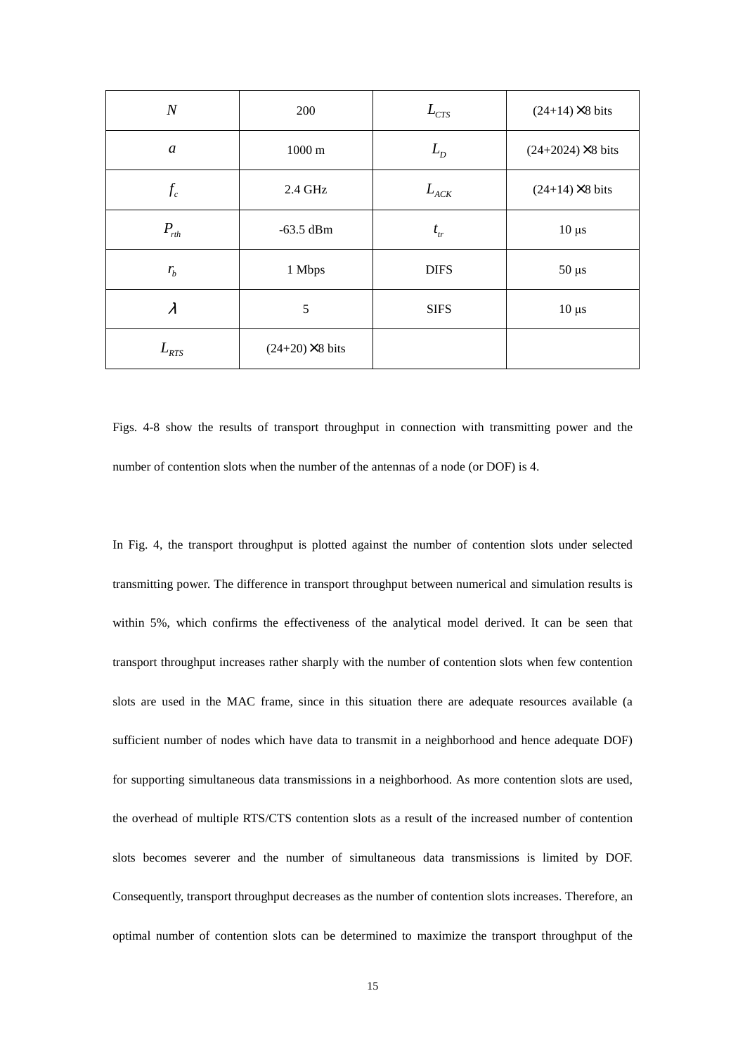| $N$ | 200 | $L_{CTS}$ | (24+14)×8 bits |
|---|---|---|---|
| $a$ | 1000 m | $L_D$ | (24+2024)×8 bits |
| $f_c$ | 2.4 GHz | $L_{ACK}$ | (24+14)×8 bits |
| $P_{rth}$ | -63.5 dBm | $t_{tr}$ | 10 μs |
| $r_b$ | 1 Mbps | DIFS | 50 μs |
| $\lambda$ | 5 | SIFS | 10 μs |
| $L_{RTS}$ | (24+20)×8 bits | | |

Figs. 4-8 show the results of transport throughput in connection with transmitting power and the number of contention slots when the number of the antennas of a node (or DOF) is 4.

In Fig. 4, the transport throughput is plotted against the number of contention slots under selected transmitting power. The difference in transport throughput between numerical and simulation results is within 5%, which confirms the effectiveness of the analytical model derived. It can be seen that transport throughput increases rather sharply with the number of contention slots when few contention slots are used in the MAC frame, since in this situation there are adequate resources available (a sufficient number of nodes which have data to transmit in a neighborhood and hence adequate DOF) for supporting simultaneous data transmissions in a neighborhood. As more contention slots are used, the overhead of multiple RTS/CTS contention slots as a result of the increased number of contention slots becomes severer and the number of simultaneous data transmissions is limited by DOF. Consequently, transport throughput decreases as the number of contention slots increases. Therefore, an optimal number of contention slots can be determined to maximize the transport throughput of the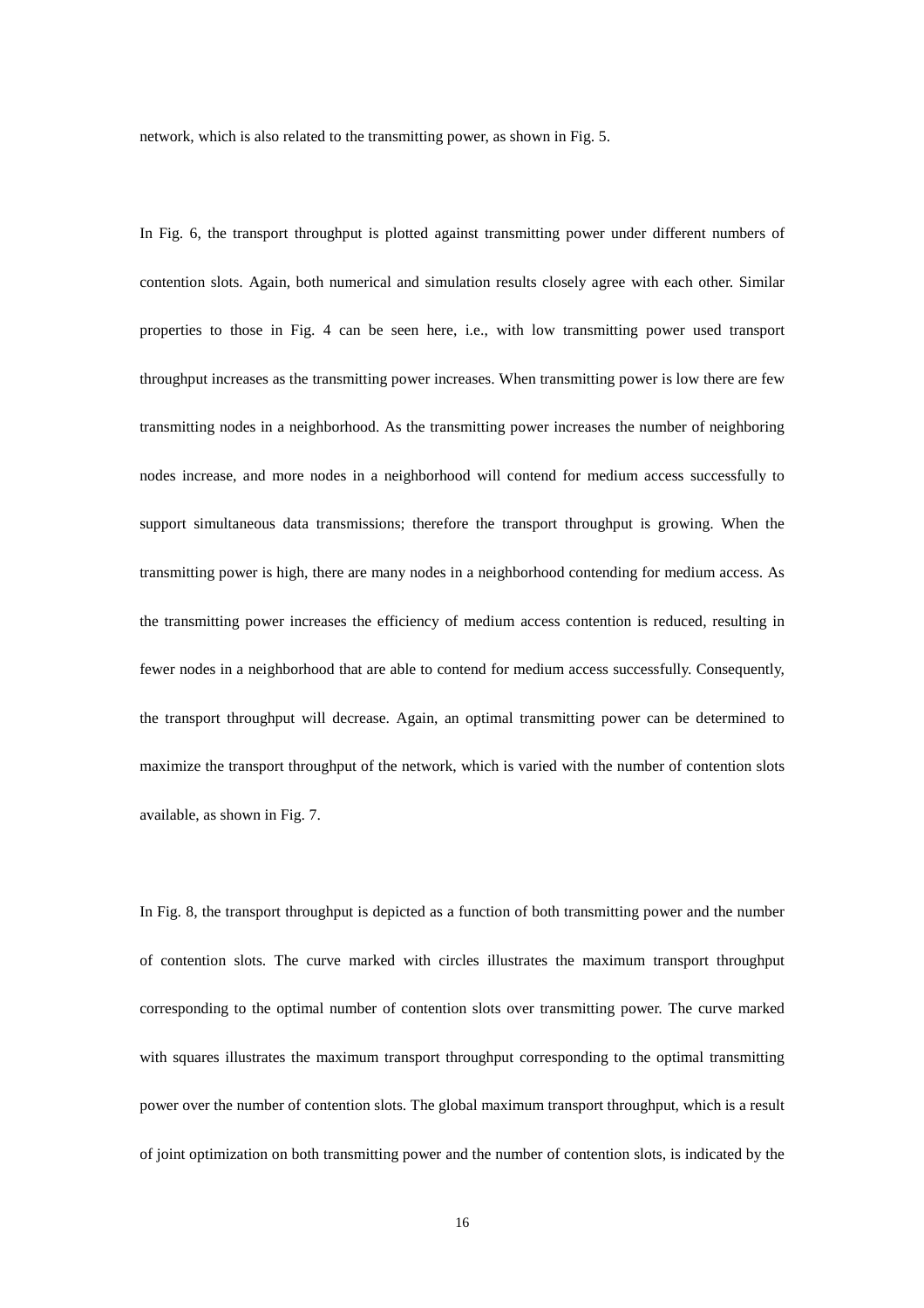network, which is also related to the transmitting power, as shown in Fig. 5.

In Fig. 6, the transport throughput is plotted against transmitting power under different numbers of contention slots. Again, both numerical and simulation results closely agree with each other. Similar properties to those in Fig. 4 can be seen here, i.e., with low transmitting power used transport throughput increases as the transmitting power increases. When transmitting power is low there are few transmitting nodes in a neighborhood. As the transmitting power increases the number of neighboring nodes increase, and more nodes in a neighborhood will contend for medium access successfully to support simultaneous data transmissions; therefore the transport throughput is growing. When the transmitting power is high, there are many nodes in a neighborhood contending for medium access. As the transmitting power increases the efficiency of medium access contention is reduced, resulting in fewer nodes in a neighborhood that are able to contend for medium access successfully. Consequently, the transport throughput will decrease. Again, an optimal transmitting power can be determined to maximize the transport throughput of the network, which is varied with the number of contention slots available, as shown in Fig. 7.

In Fig. 8, the transport throughput is depicted as a function of both transmitting power and the number of contention slots. The curve marked with circles illustrates the maximum transport throughput corresponding to the optimal number of contention slots over transmitting power. The curve marked with squares illustrates the maximum transport throughput corresponding to the optimal transmitting power over the number of contention slots. The global maximum transport throughput, which is a result of joint optimization on both transmitting power and the number of contention slots, is indicated by the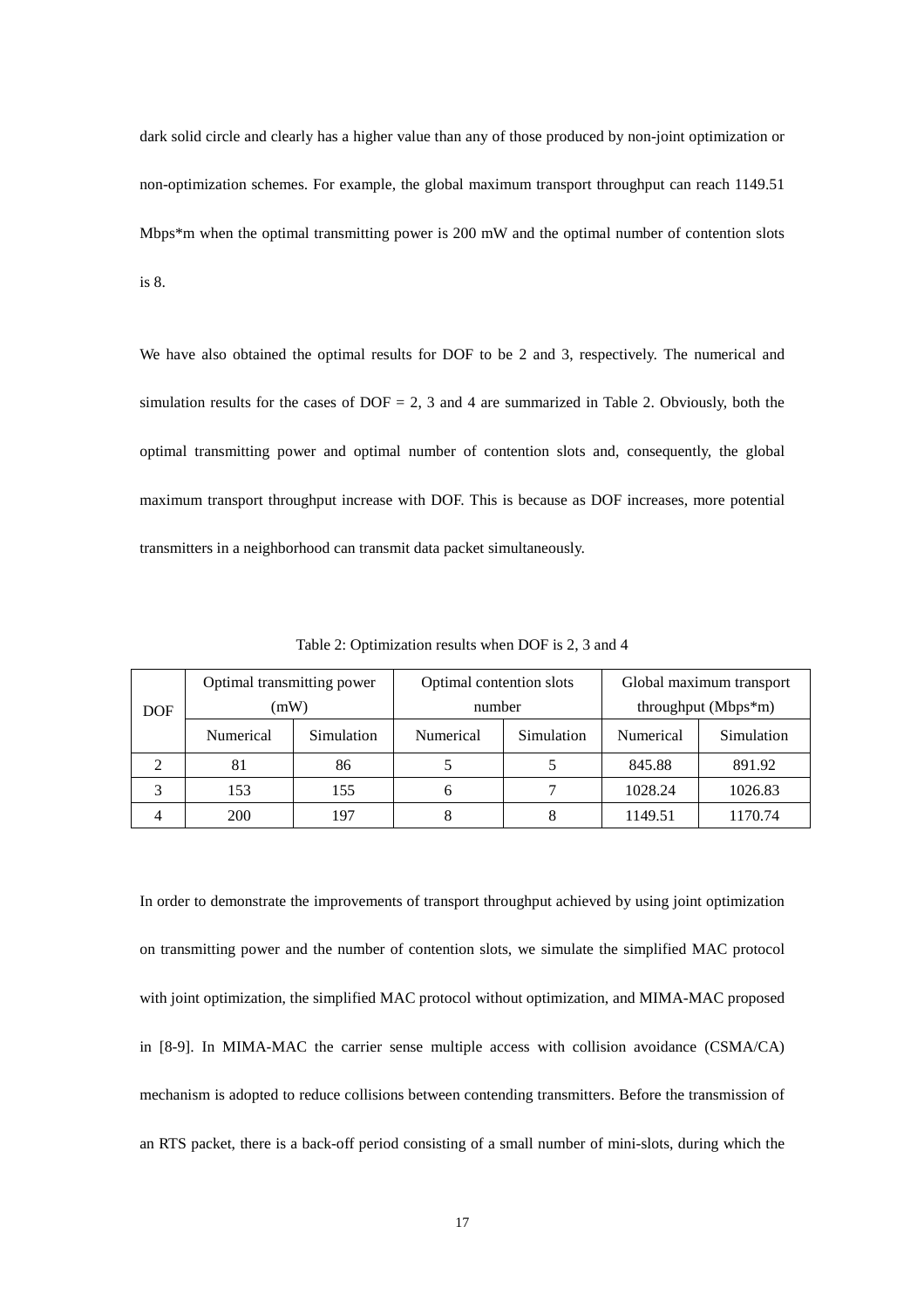dark solid circle and clearly has a higher value than any of those produced by non-joint optimization or non-optimization schemes. For example, the global maximum transport throughput can reach 1149.51 Mbps*m when the optimal transmitting power is 200 mW and the optimal number of contention slots is 8.

We have also obtained the optimal results for DOF to be 2 and 3, respectively. The numerical and simulation results for the cases of DOF = 2, 3 and 4 are summarized in Table 2. Obviously, both the optimal transmitting power and optimal number of contention slots and, consequently, the global maximum transport throughput increase with DOF. This is because as DOF increases, more potential transmitters in a neighborhood can transmit data packet simultaneously.

Table 2: Optimization results when DOF is 2, 3 and 4

| DOF | Optimal transmitting power (mW) | | Optimal contention slots number | | Global maximum transport throughput (Mbps*m) | |
|---|---|---|---|---|---|---|
| | Numerical | Simulation | Numerical | Simulation | Numerical | Simulation |
| 2 | 81 | 86 | 5 | 5 | 845.88 | 891.92 |
| 3 | 153 | 155 | 6 | 7 | 1028.24 | 1026.83 |
| 4 | 200 | 197 | 8 | 8 | 1149.51 | 1170.74 |

In order to demonstrate the improvements of transport throughput achieved by using joint optimization on transmitting power and the number of contention slots, we simulate the simplified MAC protocol with joint optimization, the simplified MAC protocol without optimization, and MIMA-MAC proposed in [8-9]. In MIMA-MAC the carrier sense multiple access with collision avoidance (CSMA/CA) mechanism is adopted to reduce collisions between contending transmitters. Before the transmission of an RTS packet, there is a back-off period consisting of a small number of mini-slots, during which the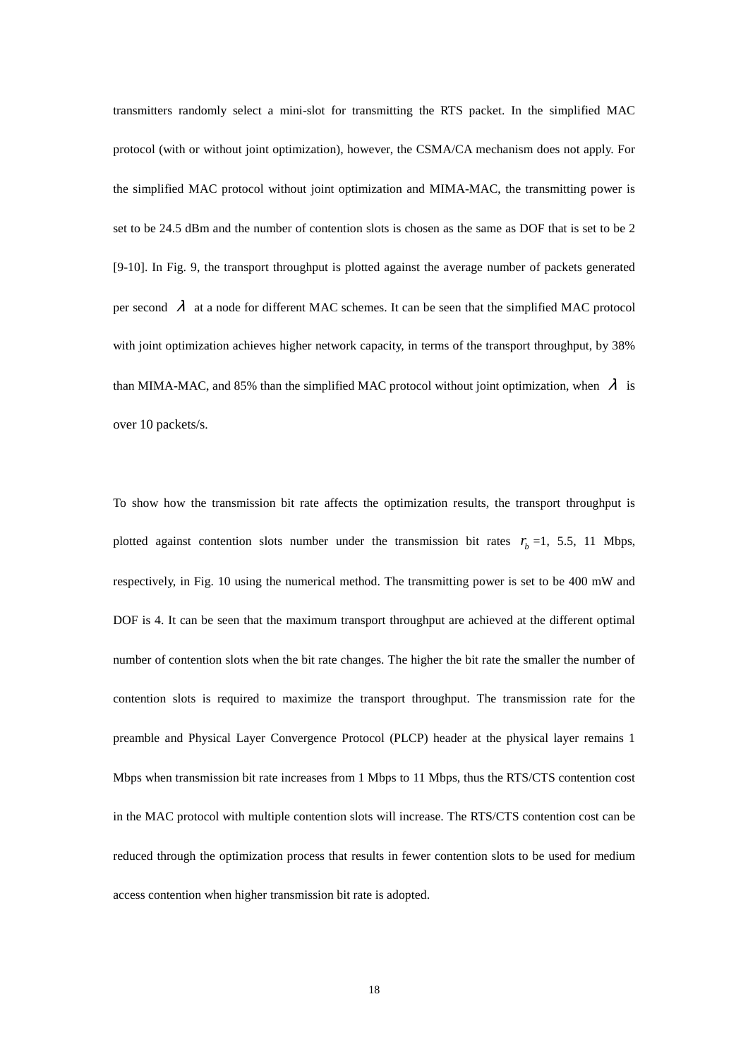transmitters randomly select a mini-slot for transmitting the RTS packet. In the simplified MAC protocol (with or without joint optimization), however, the CSMA/CA mechanism does not apply. For the simplified MAC protocol without joint optimization and MIMA-MAC, the transmitting power is set to be 24.5 dBm and the number of contention slots is chosen as the same as DOF that is set to be 2 [9-10]. In Fig. 9, the transport throughput is plotted against the average number of packets generated per second $\lambda$ at a node for different MAC schemes. It can be seen that the simplified MAC protocol with joint optimization achieves higher network capacity, in terms of the transport throughput, by 38% than MIMA-MAC, and 85% than the simplified MAC protocol without joint optimization, when $\lambda$ is over 10 packets/s.

To show how the transmission bit rate affects the optimization results, the transport throughput is plotted against contention slots number under the transmission bit rates $r_b$ =1, 5.5, 11 Mbps, respectively, in Fig. 10 using the numerical method. The transmitting power is set to be 400 mW and DOF is 4. It can be seen that the maximum transport throughput are achieved at the different optimal number of contention slots when the bit rate changes. The higher the bit rate the smaller the number of contention slots is required to maximize the transport throughput. The transmission rate for the preamble and Physical Layer Convergence Protocol (PLCP) header at the physical layer remains 1 Mbps when transmission bit rate increases from 1 Mbps to 11 Mbps, thus the RTS/CTS contention cost in the MAC protocol with multiple contention slots will increase. The RTS/CTS contention cost can be reduced through the optimization process that results in fewer contention slots to be used for medium access contention when higher transmission bit rate is adopted.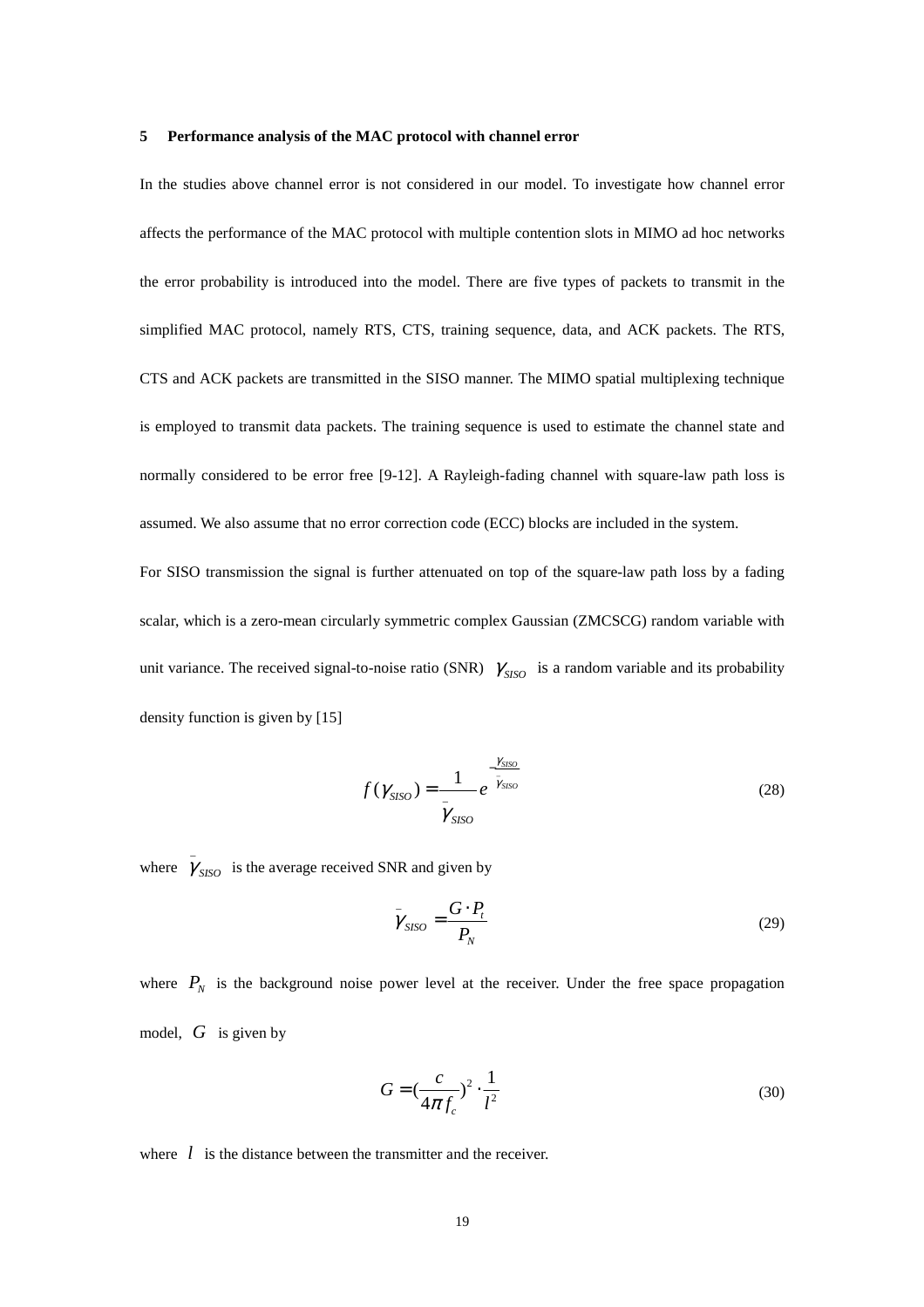## 5 Performance analysis of the MAC protocol with channel error

In the studies above channel error is not considered in our model. To investigate how channel error affects the performance of the MAC protocol with multiple contention slots in MIMO ad hoc networks the error probability is introduced into the model. There are five types of packets to transmit in the simplified MAC protocol, namely RTS, CTS, training sequence, data, and ACK packets. The RTS, CTS and ACK packets are transmitted in the SISO manner. The MIMO spatial multiplexing technique is employed to transmit data packets. The training sequence is used to estimate the channel state and normally considered to be error free [9-12]. A Rayleigh-fading channel with square-law path loss is assumed. We also assume that no error correction code (ECC) blocks are included in the system.

For SISO transmission the signal is further attenuated on top of the square-law path loss by a fading scalar, which is a zero-mean circularly symmetric complex Gaussian (ZMCSCG) random variable with unit variance. The received signal-to-noise ratio (SNR) $\gamma_{SISO}$ is a random variable and its probability density function is given by [15]

$$f(\gamma_{SISO}) = \frac{1}{\bar{\gamma}_{SISO}} e^{-\frac{\gamma_{SISO}}{\bar{\gamma}_{SISO}}} \tag{28}$$

where $\bar{\gamma}_{SISO}$ is the average received SNR and given by

$$\bar{\gamma}_{SISO} = \frac{G \cdot P_t}{P_N} \tag{29}$$

where $P_N$ is the background noise power level at the receiver. Under the free space propagation model, $G$ is given by

$$G = \left(\frac{c}{4\pi f_c}\right)^2 \cdot \frac{1}{l^2} \tag{30}$$

where $l$ is the distance between the transmitter and the receiver.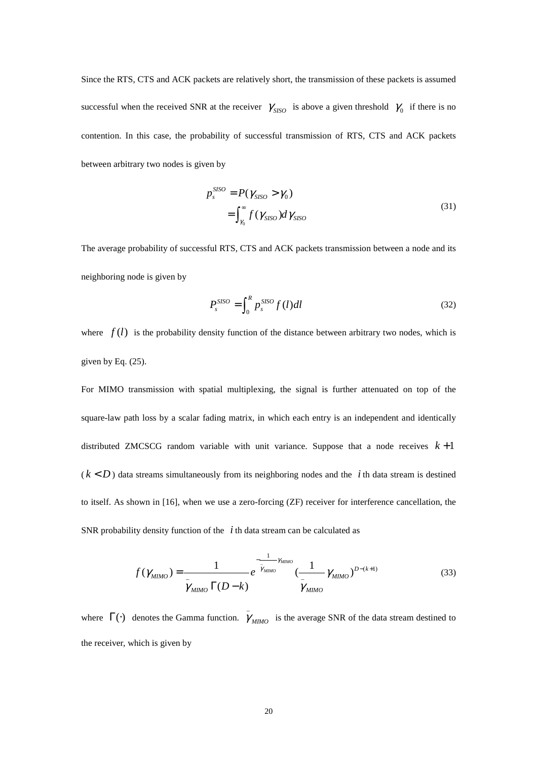Since the RTS, CTS and ACK packets are relatively short, the transmission of these packets is assumed successful when the received SNR at the receiver $\gamma_{SISO}$ is above a given threshold $\gamma_0$ if there is no contention. In this case, the probability of successful transmission of RTS, CTS and ACK packets between arbitrary two nodes is given by

$$
\begin{aligned}
p_s^{SISO} &= P(\gamma_{SISO} > \gamma_0) \\
&= \int_{\gamma_0}^{\infty} f(\gamma_{SISO}) d\gamma_{SISO}
\end{aligned} \tag{31}
$$

The average probability of successful RTS, CTS and ACK packets transmission between a node and its neighboring node is given by

$$
P_s^{SISO} = \int_0^R p_s^{SISO} f(l) dl \tag{32}
$$

where $f(l)$ is the probability density function of the distance between arbitrary two nodes, which is given by Eq. (25).

For MIMO transmission with spatial multiplexing, the signal is further attenuated on top of the square-law path loss by a scalar fading matrix, in which each entry is an independent and identically distributed ZMCSCG random variable with unit variance. Suppose that a node receives $k+1$ ($k < D$) data streams simultaneously from its neighboring nodes and the $i$ th data stream is destined to itself. As shown in [16], when we use a zero-forcing (ZF) receiver for interference cancellation, the SNR probability density function of the $i$ th data stream can be calculated as

$$
f(\gamma_{MIMO}) = \frac{1}{\bar{\gamma}_{MIMO} \Gamma(D-k)} e^{-\frac{1}{\bar{\gamma}_{MIMO}} \gamma_{MIMO}} \left(\frac{1}{\bar{\gamma}_{MIMO}} \gamma_{MIMO}\right)^{D-(k+1)} \tag{33}
$$

where $\Gamma(\cdot)$ denotes the Gamma function. $\bar{\gamma}_{MIMO}$ is the average SNR of the data stream destined to the receiver, which is given by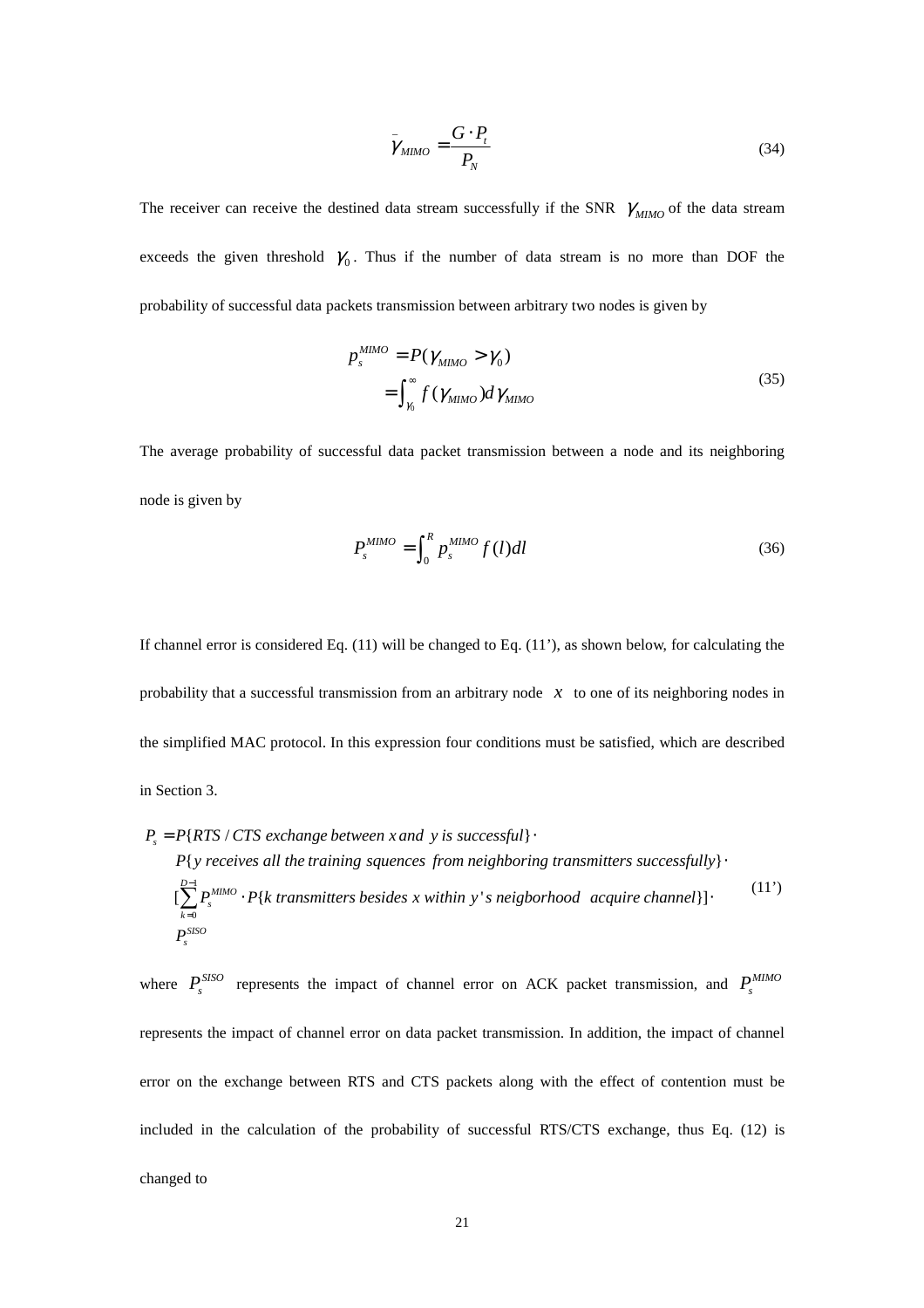$$\bar{\gamma}_{MIMO} = \frac{G \cdot P_t}{P_N} \tag{34}$$

The receiver can receive the destined data stream successfully if the SNR $\gamma_{MIMO}$ of the data stream exceeds the given threshold $\gamma_0$. Thus if the number of data stream is no more than DOF the probability of successful data packets transmission between arbitrary two nodes is given by

$$\begin{aligned} p_s^{MIMO} &= P(\gamma_{MIMO} > \gamma_0) \\ &= \int_{\gamma_0}^{\infty} f(\gamma_{MIMO}) d\gamma_{MIMO} \end{aligned} \tag{35}$$

The average probability of successful data packet transmission between a node and its neighboring node is given by

$$P_s^{MIMO} = \int_0^R p_s^{MIMO} f(l) dl \tag{36}$$

If channel error is considered Eq. (11) will be changed to Eq. (11'), as shown below, for calculating the probability that a successful transmission from an arbitrary node $x$ to one of its neighboring nodes in the simplified MAC protocol. In this expression four conditions must be satisfied, which are described in Section 3.

$$\begin{aligned} P_s = {} & P\{RTS / CTS \text{ exchange between } x \text{ and } y \text{ is successful}\} \cdot \\ & P\{y \text{ receives all the training squences from neighboring transmitters successfully}\} \cdot \\ & [\sum_{k=0}^{D-1} P_s^{MIMO} \cdot P\{k \text{ transmitters besides } x \text{ within } y\text{'s neigborhood acquire channel}\}] \cdot \\ & P_s^{SISO} \end{aligned} \tag{11'}$$

where $P_s^{SISO}$ represents the impact of channel error on ACK packet transmission, and $P_s^{MIMO}$ represents the impact of channel error on data packet transmission. In addition, the impact of channel error on the exchange between RTS and CTS packets along with the effect of contention must be included in the calculation of the probability of successful RTS/CTS exchange, thus Eq. (12) is changed to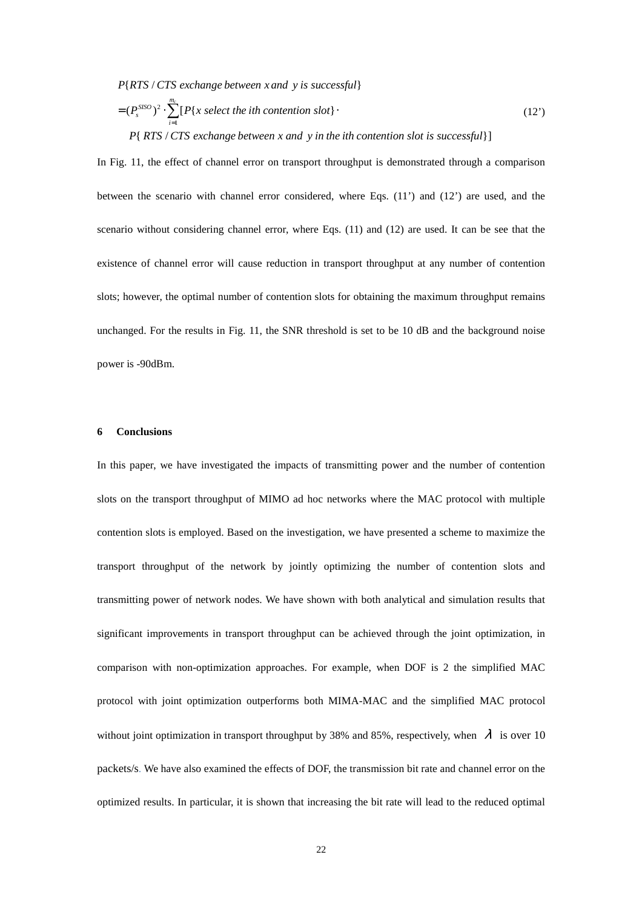$$
\begin{aligned}
&P\{RTS\,/\,CTS \text{ exchange between } x \text{ and } y \text{ is successful}\} \\
&= (P_s^{SISO})^2 \cdot \sum_{i=1}^{m_c} [P\{x \text{ select the ith contention slot}\} \cdot \\
&\quad P\{ RTS\,/\,CTS \text{ exchange between } x \text{ and } y \text{ in the ith contention slot is successful}\}]
\end{aligned} \tag{12'}
$$

In Fig. 11, the effect of channel error on transport throughput is demonstrated through a comparison between the scenario with channel error considered, where Eqs. (11') and (12') are used, and the scenario without considering channel error, where Eqs. (11) and (12) are used. It can be see that the existence of channel error will cause reduction in transport throughput at any number of contention slots; however, the optimal number of contention slots for obtaining the maximum throughput remains unchanged. For the results in Fig. 11, the SNR threshold is set to be 10 dB and the background noise power is -90dBm.

## 6 Conclusions

In this paper, we have investigated the impacts of transmitting power and the number of contention slots on the transport throughput of MIMO ad hoc networks where the MAC protocol with multiple contention slots is employed. Based on the investigation, we have presented a scheme to maximize the transport throughput of the network by jointly optimizing the number of contention slots and transmitting power of network nodes. We have shown with both analytical and simulation results that significant improvements in transport throughput can be achieved through the joint optimization, in comparison with non-optimization approaches. For example, when DOF is 2 the simplified MAC protocol with joint optimization outperforms both MIMA-MAC and the simplified MAC protocol without joint optimization in transport throughput by 38% and 85%, respectively, when $\lambda$ is over 10 packets/s. We have also examined the effects of DOF, the transmission bit rate and channel error on the optimized results. In particular, it is shown that increasing the bit rate will lead to the reduced optimal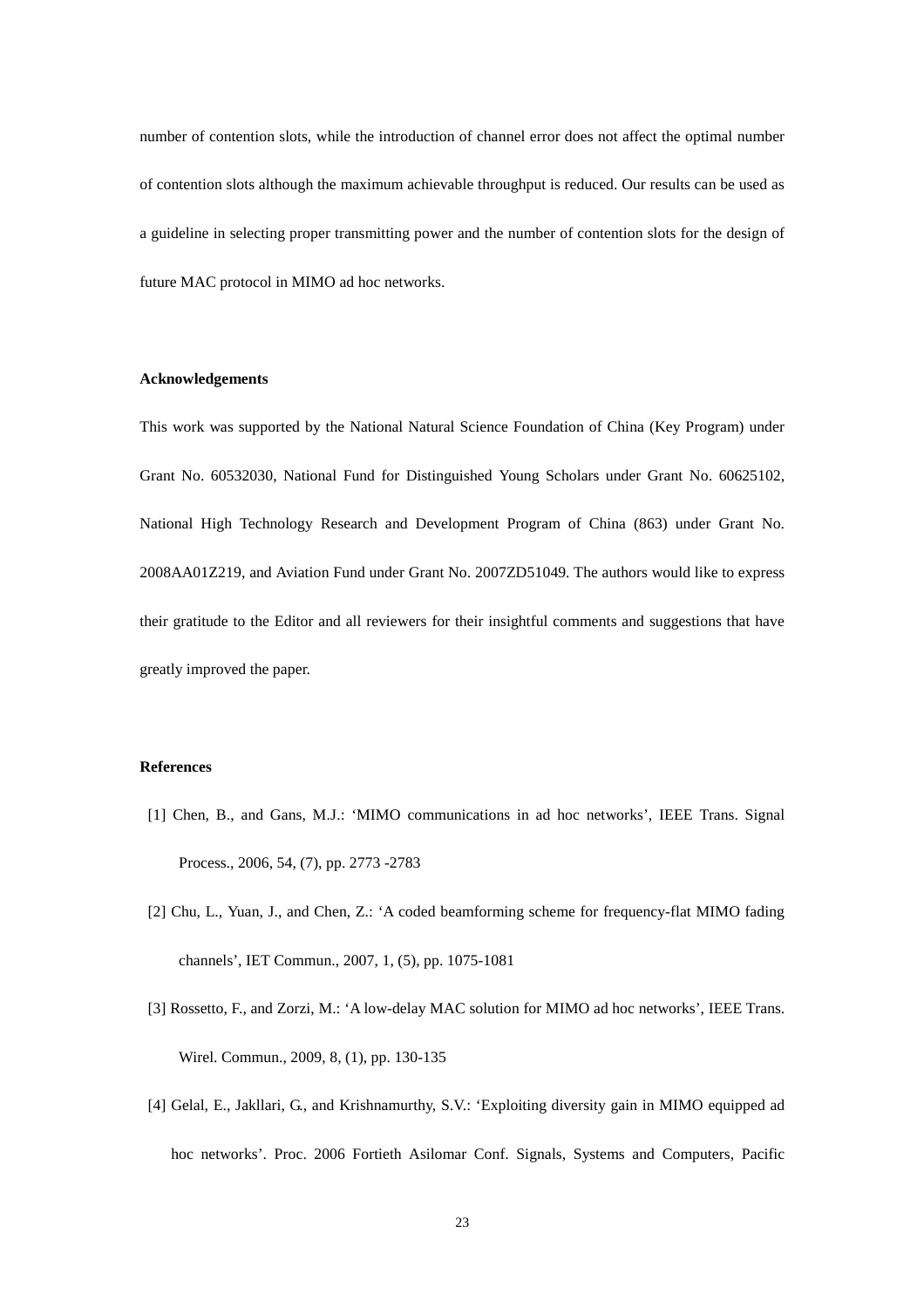number of contention slots, while the introduction of channel error does not affect the optimal number of contention slots although the maximum achievable throughput is reduced. Our results can be used as a guideline in selecting proper transmitting power and the number of contention slots for the design of future MAC protocol in MIMO ad hoc networks.

**Acknowledgements**

This work was supported by the National Natural Science Foundation of China (Key Program) under Grant No. 60532030, National Fund for Distinguished Young Scholars under Grant No. 60625102, National High Technology Research and Development Program of China (863) under Grant No. 2008AA01Z219, and Aviation Fund under Grant No. 2007ZD51049. The authors would like to express their gratitude to the Editor and all reviewers for their insightful comments and suggestions that have greatly improved the paper.

**References**

[1] Chen, B., and Gans, M.J.: 'MIMO communications in ad hoc networks', IEEE Trans. Signal Process., 2006, 54, (7), pp. 2773 -2783

[2] Chu, L., Yuan, J., and Chen, Z.: 'A coded beamforming scheme for frequency-flat MIMO fading channels', IET Commun., 2007, 1, (5), pp. 1075-1081

[3] Rossetto, F., and Zorzi, M.: 'A low-delay MAC solution for MIMO ad hoc networks', IEEE Trans. Wirel. Commun., 2009, 8, (1), pp. 130-135

[4] Gelal, E., Jakllari, G., and Krishnamurthy, S.V.: 'Exploiting diversity gain in MIMO equipped ad hoc networks'. Proc. 2006 Fortieth Asilomar Conf. Signals, Systems and Computers, Pacific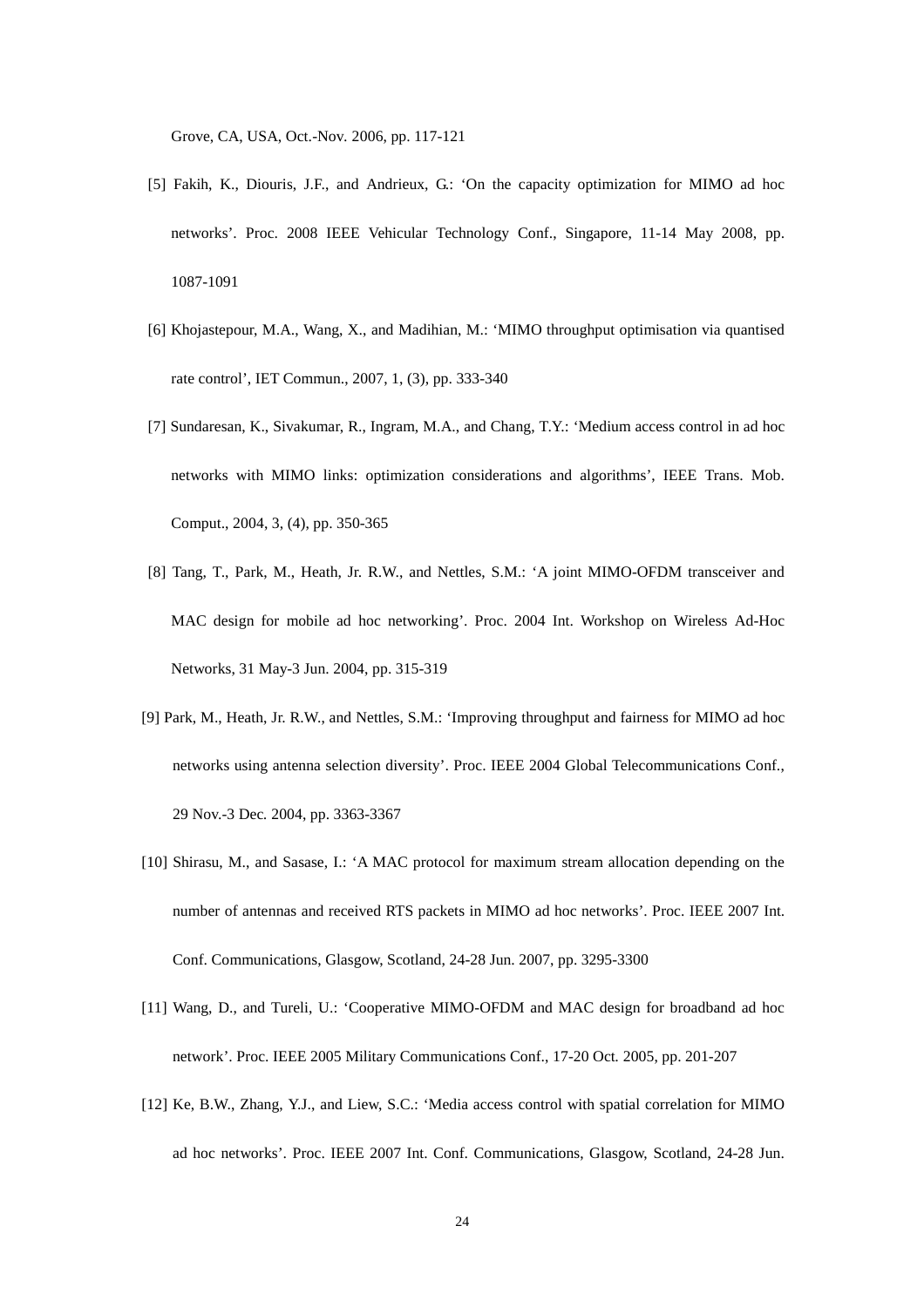Grove, CA, USA, Oct.-Nov. 2006, pp. 117-121

[5] Fakih, K., Diouris, J.F., and Andrieux, G.: 'On the capacity optimization for MIMO ad hoc networks'. Proc. 2008 IEEE Vehicular Technology Conf., Singapore, 11-14 May 2008, pp. 1087-1091

[6] Khojastepour, M.A., Wang, X., and Madihian, M.: 'MIMO throughput optimisation via quantised rate control', IET Commun., 2007, 1, (3), pp. 333-340

[7] Sundaresan, K., Sivakumar, R., Ingram, M.A., and Chang, T.Y.: 'Medium access control in ad hoc networks with MIMO links: optimization considerations and algorithms', IEEE Trans. Mob. Comput., 2004, 3, (4), pp. 350-365

[8] Tang, T., Park, M., Heath, Jr. R.W., and Nettles, S.M.: 'A joint MIMO-OFDM transceiver and MAC design for mobile ad hoc networking'. Proc. 2004 Int. Workshop on Wireless Ad-Hoc Networks, 31 May-3 Jun. 2004, pp. 315-319

[9] Park, M., Heath, Jr. R.W., and Nettles, S.M.: 'Improving throughput and fairness for MIMO ad hoc networks using antenna selection diversity'. Proc. IEEE 2004 Global Telecommunications Conf., 29 Nov.-3 Dec. 2004, pp. 3363-3367

[10] Shirasu, M., and Sasase, I.: 'A MAC protocol for maximum stream allocation depending on the number of antennas and received RTS packets in MIMO ad hoc networks'. Proc. IEEE 2007 Int. Conf. Communications, Glasgow, Scotland, 24-28 Jun. 2007, pp. 3295-3300

[11] Wang, D., and Tureli, U.: 'Cooperative MIMO-OFDM and MAC design for broadband ad hoc network'. Proc. IEEE 2005 Military Communications Conf., 17-20 Oct. 2005, pp. 201-207

[12] Ke, B.W., Zhang, Y.J., and Liew, S.C.: 'Media access control with spatial correlation for MIMO ad hoc networks'. Proc. IEEE 2007 Int. Conf. Communications, Glasgow, Scotland, 24-28 Jun.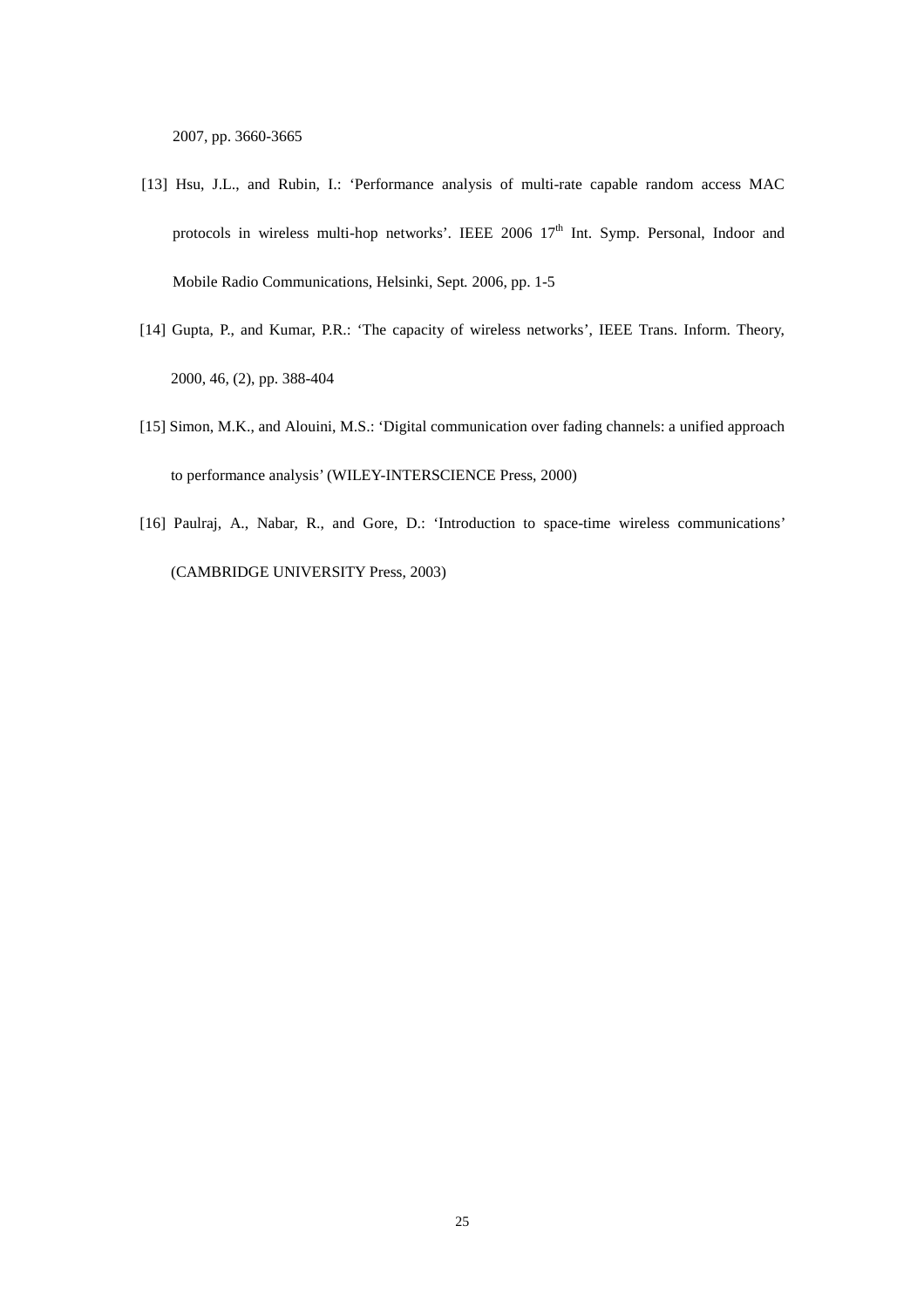2007, pp. 3660-3665

[13] Hsu, J.L., and Rubin, I.: 'Performance analysis of multi-rate capable random access MAC protocols in wireless multi-hop networks'. IEEE 2006 17th Int. Symp. Personal, Indoor and Mobile Radio Communications, Helsinki, Sept. 2006, pp. 1-5

[14] Gupta, P., and Kumar, P.R.: 'The capacity of wireless networks', IEEE Trans. Inform. Theory, 2000, 46, (2), pp. 388-404

[15] Simon, M.K., and Alouini, M.S.: 'Digital communication over fading channels: a unified approach to performance analysis' (WILEY-INTERSCIENCE Press, 2000)

[16] Paulraj, A., Nabar, R., and Gore, D.: 'Introduction to space-time wireless communications' (CAMBRIDGE UNIVERSITY Press, 2003)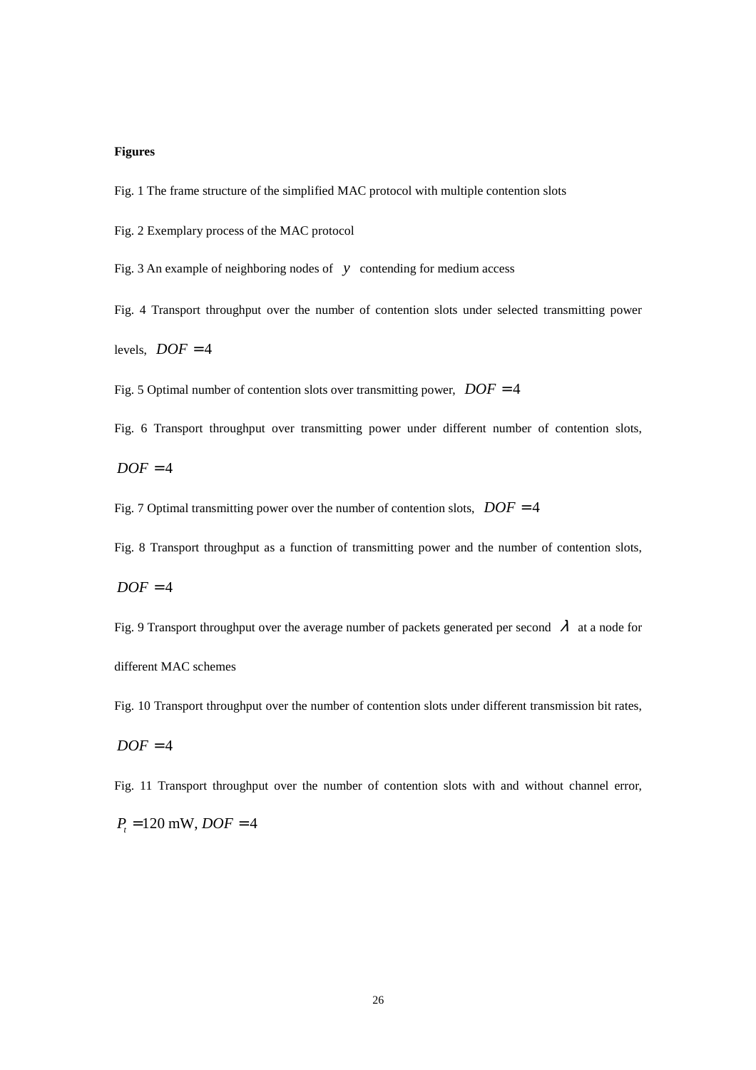**Figures**

Fig. 1 The frame structure of the simplified MAC protocol with multiple contention slots

Fig. 2 Exemplary process of the MAC protocol

Fig. 3 An example of neighboring nodes of $y$ contending for medium access

Fig. 4 Transport throughput over the number of contention slots under selected transmitting power levels, $DOF = 4$

Fig. 5 Optimal number of contention slots over transmitting power, $DOF = 4$

Fig. 6 Transport throughput over transmitting power under different number of contention slots, $DOF = 4$

Fig. 7 Optimal transmitting power over the number of contention slots, $DOF = 4$

Fig. 8 Transport throughput as a function of transmitting power and the number of contention slots, $DOF = 4$

Fig. 9 Transport throughput over the average number of packets generated per second $\lambda$ at a node for different MAC schemes

Fig. 10 Transport throughput over the number of contention slots under different transmission bit rates, $DOF = 4$

Fig. 11 Transport throughput over the number of contention slots with and without channel error, $P_t = 120$ mW, $DOF = 4$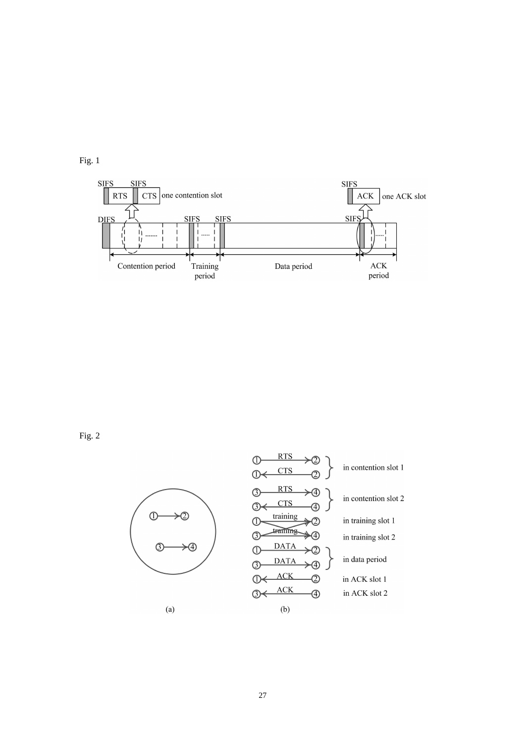Fig. 1

Fig. 2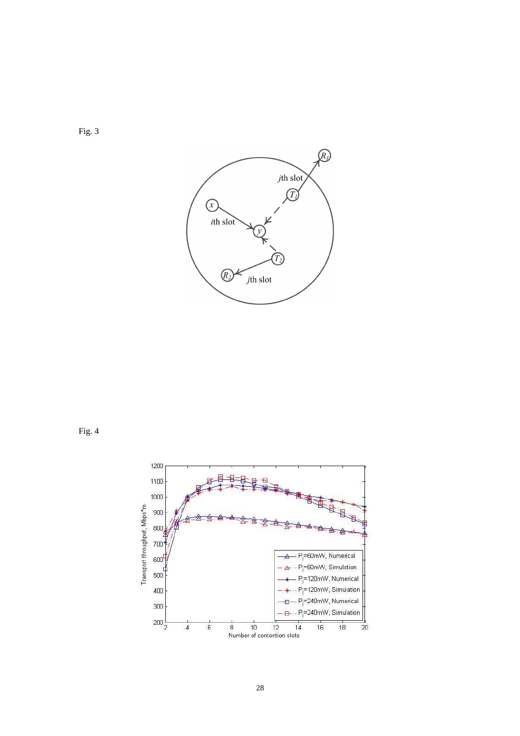Fig. 3

Fig. 4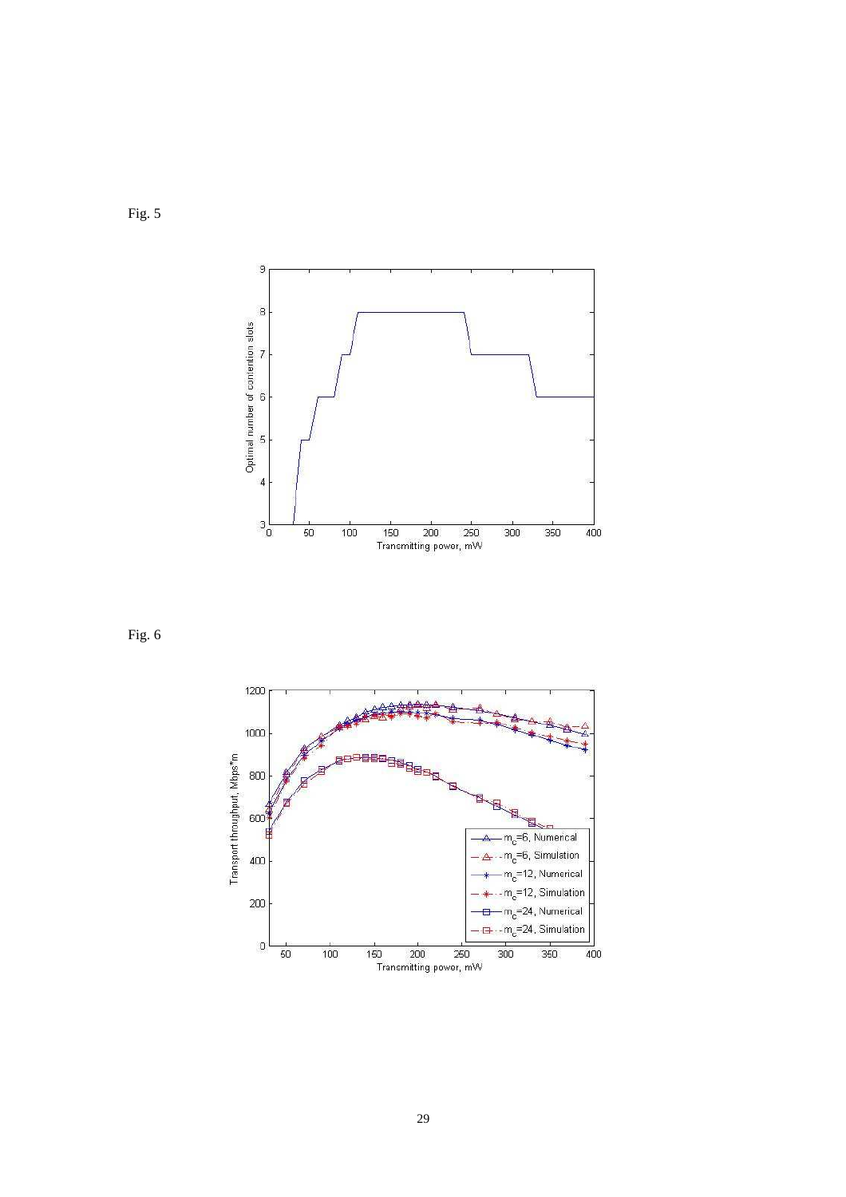Fig. 5

Fig. 6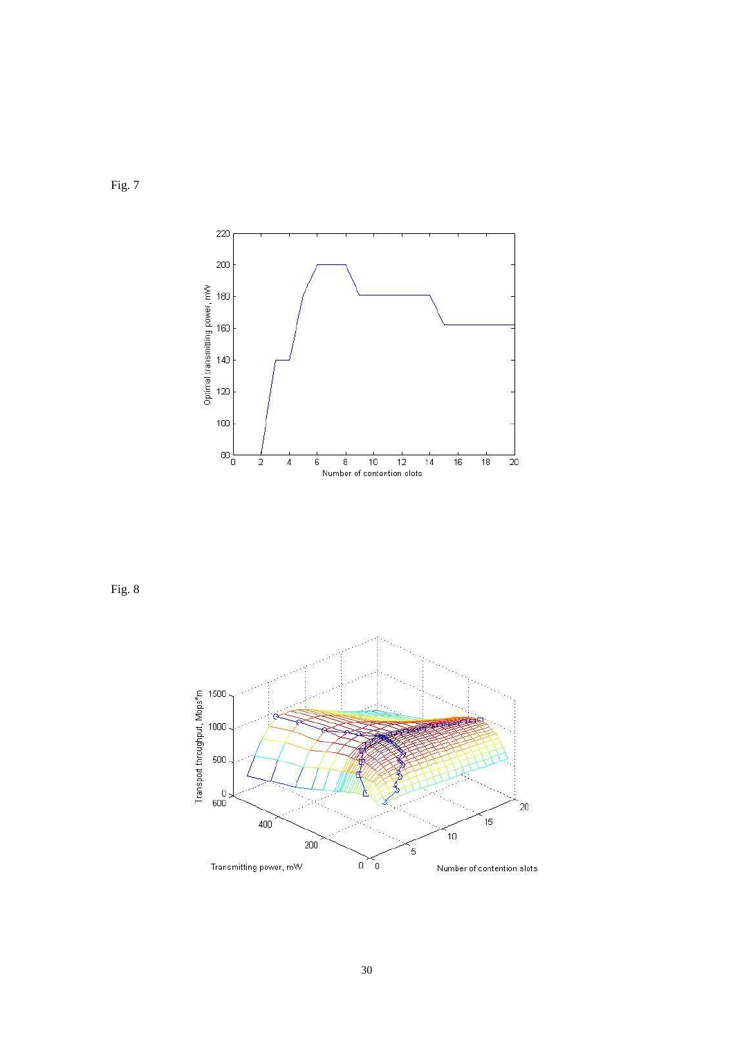Fig. 7

Fig. 8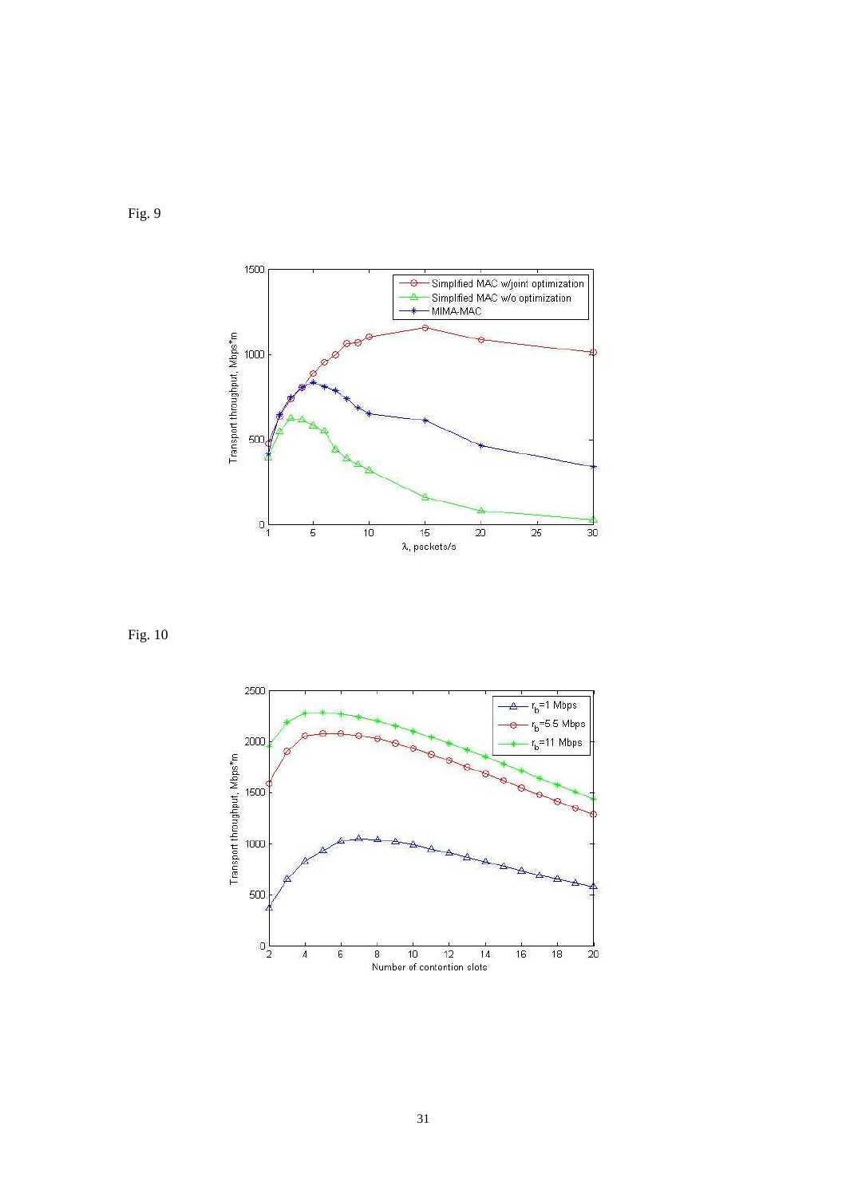Fig. 9

Fig. 10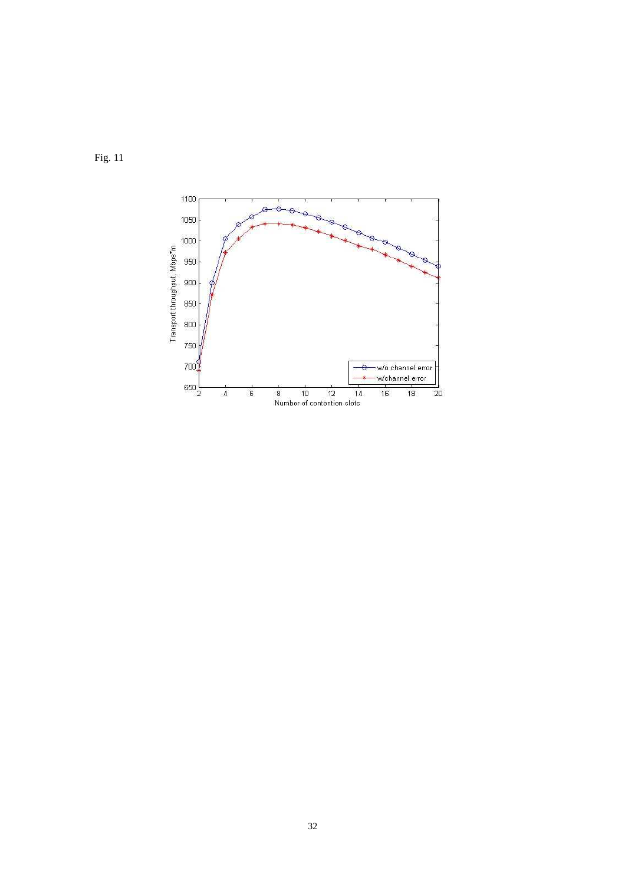Fig. 11

1100
1050
1000
950
900
850
800
750
700
650

Transport throughput, Mbps*m

2
4
6
8
10
12
14
16
18
20

Number of contention slots

w/o channel error
w/channel error